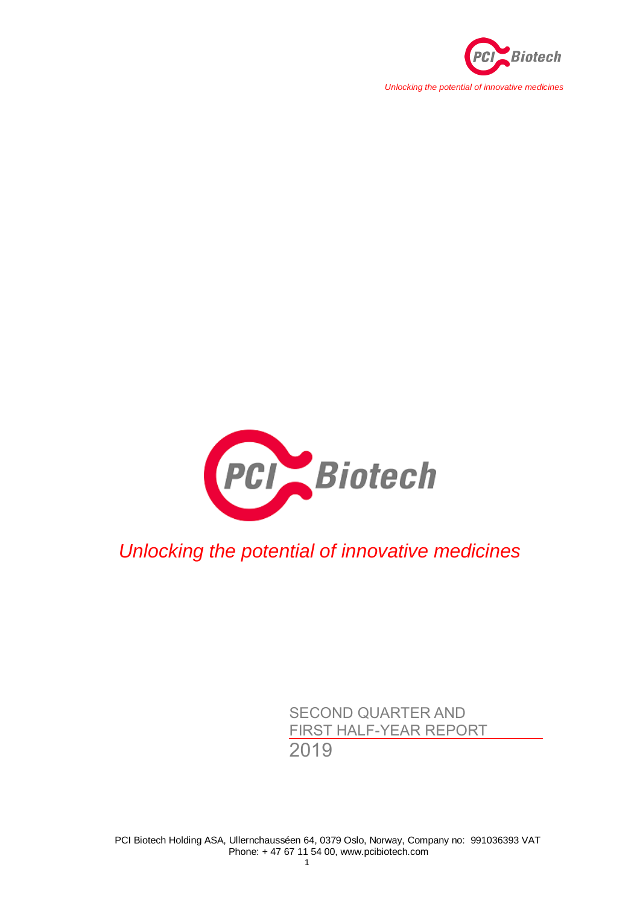*Unlocking the potential of innovative medicines*

# PCI Biotech

*Unlocking the potential of innovative medicines*

SECOND QUARTER AND FIRST HALF-YEAR REPORT

2019

PCI Biotech Holding ASA, Ullernchausséen 64, 0379 Oslo, Norway, Company no: 991036393 VAT
Phone: + 47 67 11 54 00, www.pcibiotech.com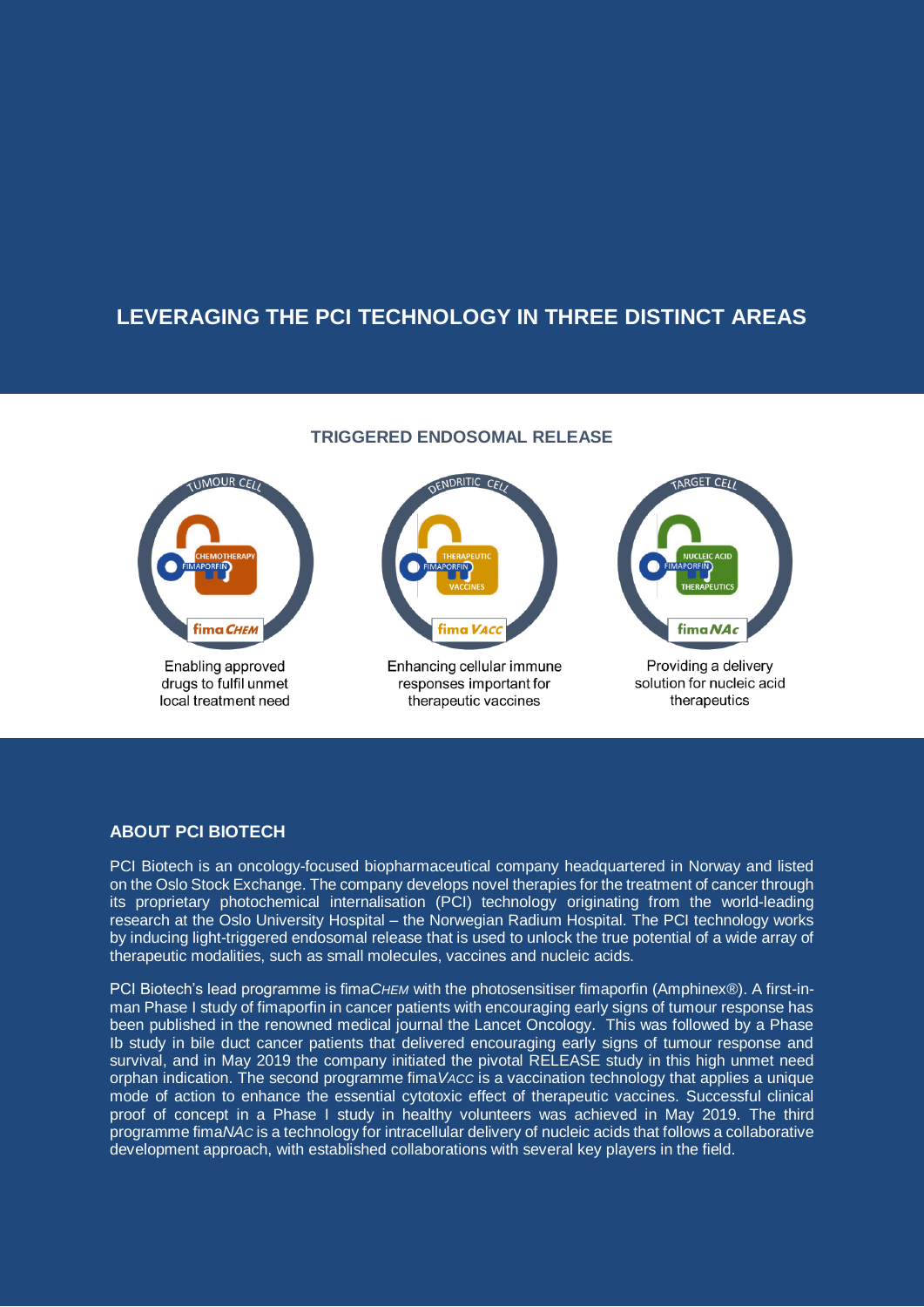## LEVERAGING THE PCI TECHNOLOGY IN THREE DISTINCT AREAS

### TRIGGERED ENDOSOMAL RELEASE

**fimaCHEM** — Enabling approved drugs to fulfil unmet local treatment need

**fimaVACC** — Enhancing cellular immune responses important for therapeutic vaccines

**fimaNAc** — Providing a delivery solution for nucleic acid therapeutics

## ABOUT PCI BIOTECH

PCI Biotech is an oncology-focused biopharmaceutical company headquartered in Norway and listed on the Oslo Stock Exchange. The company develops novel therapies for the treatment of cancer through its proprietary photochemical internalisation (PCI) technology originating from the world-leading research at the Oslo University Hospital – the Norwegian Radium Hospital. The PCI technology works by inducing light-triggered endosomal release that is used to unlock the true potential of a wide array of therapeutic modalities, such as small molecules, vaccines and nucleic acids.

PCI Biotech's lead programme is fima*CHEM* with the photosensitiser fimaporfin (Amphinex®). A first-in-man Phase I study of fimaporfin in cancer patients with encouraging early signs of tumour response has been published in the renowned medical journal the Lancet Oncology. This was followed by a Phase Ib study in bile duct cancer patients that delivered encouraging early signs of tumour response and survival, and in May 2019 the company initiated the pivotal RELEASE study in this high unmet need orphan indication. The second programme fima*VACC* is a vaccination technology that applies a unique mode of action to enhance the essential cytotoxic effect of therapeutic vaccines. Successful clinical proof of concept in a Phase I study in healthy volunteers was achieved in May 2019. The third programme fima*NAc* is a technology for intracellular delivery of nucleic acids that follows a collaborative development approach, with established collaborations with several key players in the field.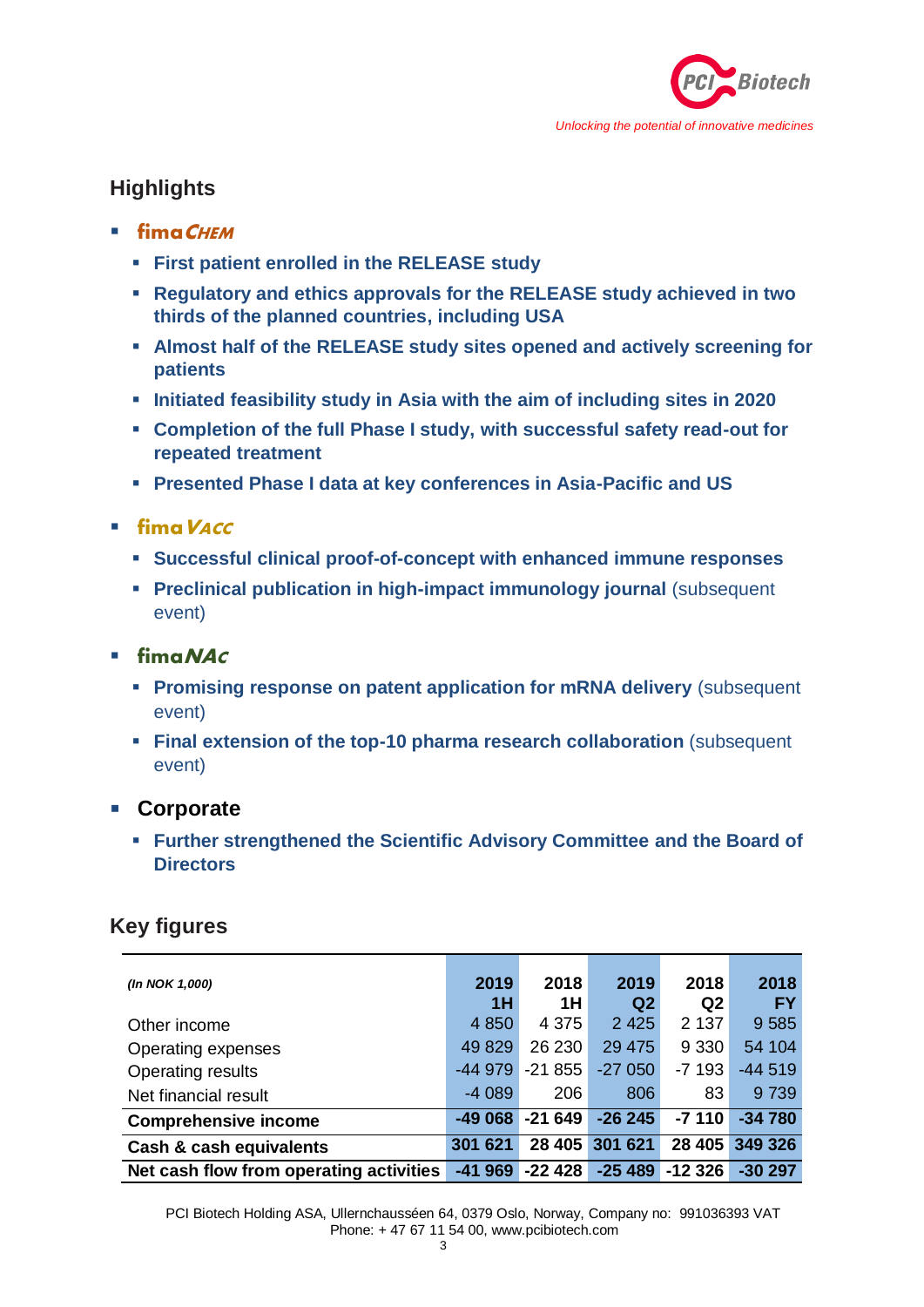## Highlights

- **fimaCHEM**
  - **First patient enrolled in the RELEASE study**
  - **Regulatory and ethics approvals for the RELEASE study achieved in two thirds of the planned countries, including USA**
  - **Almost half of the RELEASE study sites opened and actively screening for patients**
  - **Initiated feasibility study in Asia with the aim of including sites in 2020**
  - **Completion of the full Phase I study, with successful safety read-out for repeated treatment**
  - **Presented Phase I data at key conferences in Asia-Pacific and US**
- **fimaVACC**
  - **Successful clinical proof-of-concept with enhanced immune responses**
  - **Preclinical publication in high-impact immunology journal** (subsequent event)
- **fimaNAc**
  - **Promising response on patent application for mRNA delivery** (subsequent event)
  - **Final extension of the top-10 pharma research collaboration** (subsequent event)
- **Corporate**
  - **Further strengthened the Scientific Advisory Committee and the Board of Directors**

## Key figures

| *(In NOK 1,000)* | 2019 1H | 2018 1H | 2019 Q2 | 2018 Q2 | 2018 FY |
|---|---|---|---|---|---|
| Other income | 4 850 | 4 375 | 2 425 | 2 137 | 9 585 |
| Operating expenses | 49 829 | 26 230 | 29 475 | 9 330 | 54 104 |
| Operating results | -44 979 | -21 855 | -27 050 | -7 193 | -44 519 |
| Net financial result | -4 089 | 206 | 806 | 83 | 9 739 |
| **Comprehensive income** | **-49 068** | **-21 649** | **-26 245** | **-7 110** | **-34 780** |
| **Cash & cash equivalents** | **301 621** | **28 405** | **301 621** | **28 405** | **349 326** |
| **Net cash flow from operating activities** | **-41 969** | **-22 428** | **-25 489** | **-12 326** | **-30 297** |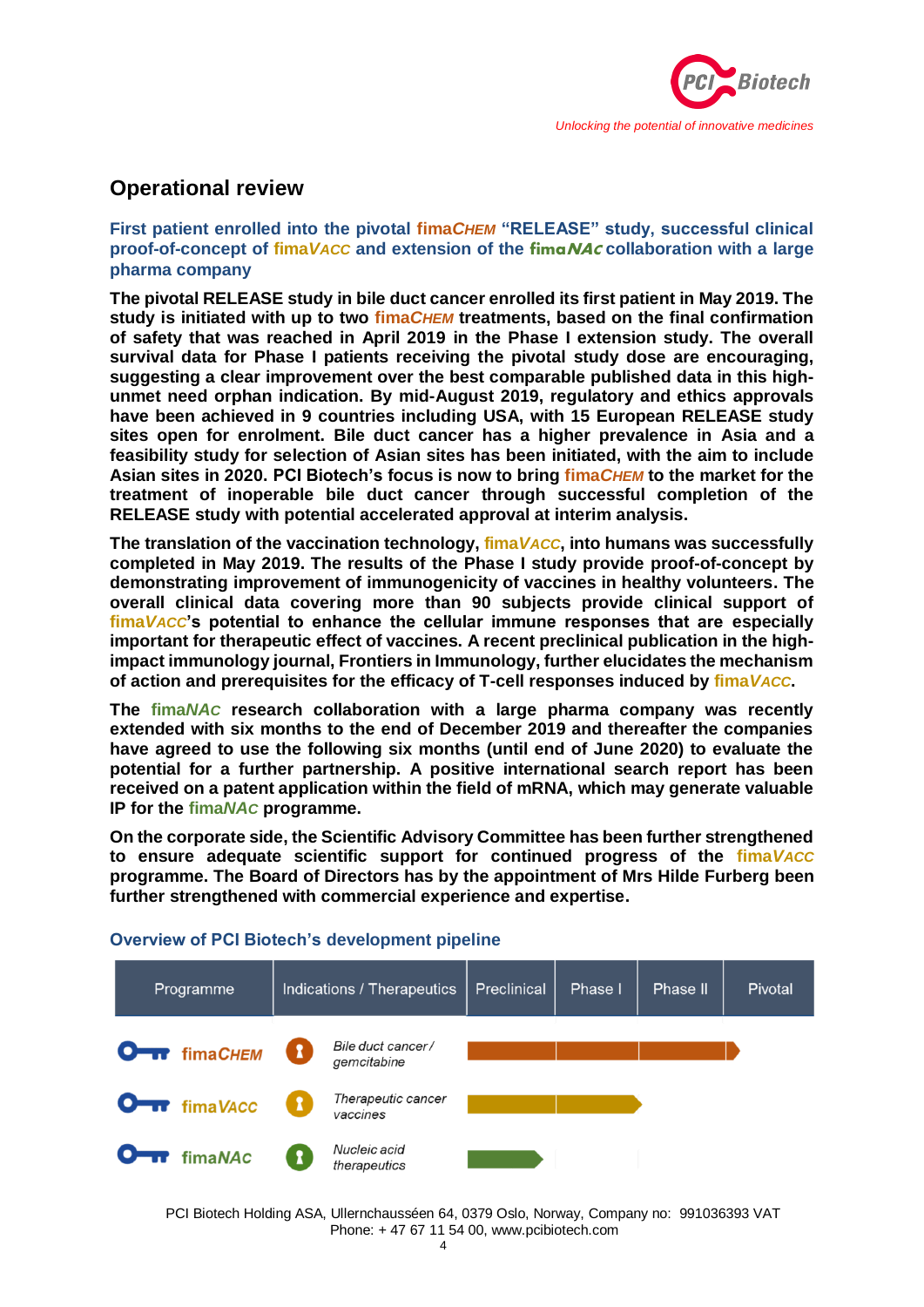## Operational review

### First patient enrolled into the pivotal fimaCHEM "RELEASE" study, successful clinical proof-of-concept of fimaVACC and extension of the fimaNAc collaboration with a large pharma company

**The pivotal RELEASE study in bile duct cancer enrolled its first patient in May 2019. The study is initiated with up to two fimaCHEM treatments, based on the final confirmation of safety that was reached in April 2019 in the Phase I extension study. The overall survival data for Phase I patients receiving the pivotal study dose are encouraging, suggesting a clear improvement over the best comparable published data in this high-unmet need orphan indication. By mid-August 2019, regulatory and ethics approvals have been achieved in 9 countries including USA, with 15 European RELEASE study sites open for enrolment. Bile duct cancer has a higher prevalence in Asia and a feasibility study for selection of Asian sites has been initiated, with the aim to include Asian sites in 2020. PCI Biotech's focus is now to bring fimaCHEM to the market for the treatment of inoperable bile duct cancer through successful completion of the RELEASE study with potential accelerated approval at interim analysis.**

**The translation of the vaccination technology, fimaVACC, into humans was successfully completed in May 2019. The results of the Phase I study provide proof-of-concept by demonstrating improvement of immunogenicity of vaccines in healthy volunteers. The overall clinical data covering more than 90 subjects provide clinical support of fimaVACC's potential to enhance the cellular immune responses that are especially important for therapeutic effect of vaccines. A recent preclinical publication in the high-impact immunology journal, Frontiers in Immunology, further elucidates the mechanism of action and prerequisites for the efficacy of T-cell responses induced by fimaVACC.**

**The fimaNAc research collaboration with a large pharma company was recently extended with six months to the end of December 2019 and thereafter the companies have agreed to use the following six months (until end of June 2020) to evaluate the potential for a further partnership. A positive international search report has been received on a patent application within the field of mRNA, which may generate valuable IP for the fimaNAc programme.**

**On the corporate side, the Scientific Advisory Committee has been further strengthened to ensure adequate scientific support for continued progress of the fimaVACC programme. The Board of Directors has by the appointment of Mrs Hilde Furberg been further strengthened with commercial experience and expertise.**

### Overview of PCI Biotech's development pipeline

| Programme | Indications / Therapeutics | Preclinical | Phase I | Phase II | Pivotal |
|---|---|---|---|---|---|
| fimaCHEM | *Bile duct cancer / gemcitabine* | ✔ | ✔ | ✔ | → (ongoing) |
| fimaVACC | *Therapeutic cancer vaccines* | ✔ | → (completed) | | |
| fimaNAc | *Nucleic acid therapeutics* | → (ongoing) | | | |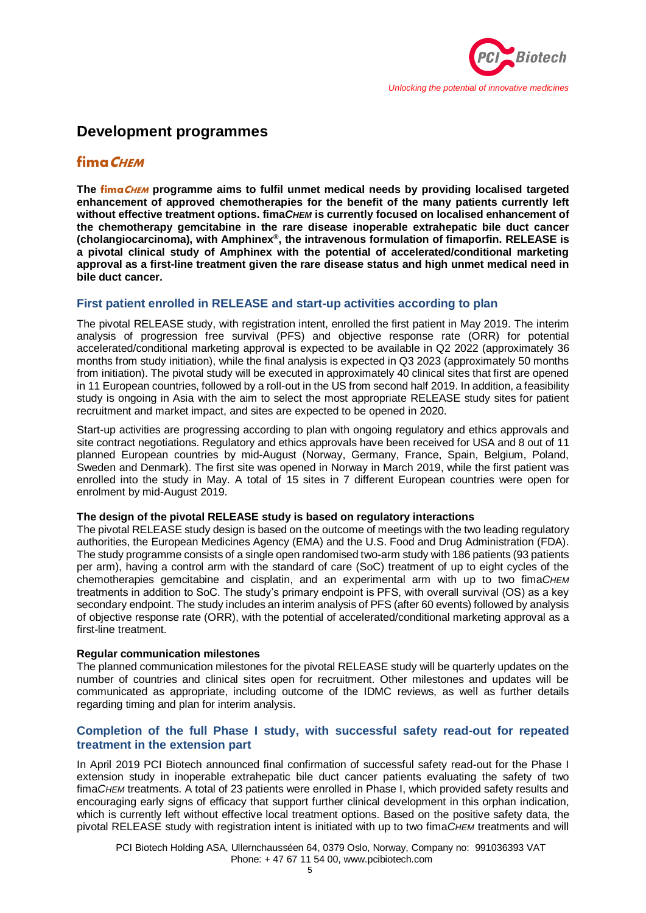# Development programmes

## fima*CHEM*

**The fima*CHEM* programme aims to fulfil unmet medical needs by providing localised targeted enhancement of approved chemotherapies for the benefit of the many patients currently left without effective treatment options. fima*CHEM* is currently focused on localised enhancement of the chemotherapy gemcitabine in the rare disease inoperable extrahepatic bile duct cancer (cholangiocarcinoma), with Amphinex®, the intravenous formulation of fimaporfin. RELEASE is a pivotal clinical study of Amphinex with the potential of accelerated/conditional marketing approval as a first-line treatment given the rare disease status and high unmet medical need in bile duct cancer.**

### First patient enrolled in RELEASE and start-up activities according to plan

The pivotal RELEASE study, with registration intent, enrolled the first patient in May 2019. The interim analysis of progression free survival (PFS) and objective response rate (ORR) for potential accelerated/conditional marketing approval is expected to be available in Q2 2022 (approximately 36 months from study initiation), while the final analysis is expected in Q3 2023 (approximately 50 months from initiation). The pivotal study will be executed in approximately 40 clinical sites that first are opened in 11 European countries, followed by a roll-out in the US from second half 2019. In addition, a feasibility study is ongoing in Asia with the aim to select the most appropriate RELEASE study sites for patient recruitment and market impact, and sites are expected to be opened in 2020.

Start-up activities are progressing according to plan with ongoing regulatory and ethics approvals and site contract negotiations. Regulatory and ethics approvals have been received for USA and 8 out of 11 planned European countries by mid-August (Norway, Germany, France, Spain, Belgium, Poland, Sweden and Denmark). The first site was opened in Norway in March 2019, while the first patient was enrolled into the study in May. A total of 15 sites in 7 different European countries were open for enrolment by mid-August 2019.

**The design of the pivotal RELEASE study is based on regulatory interactions**

The pivotal RELEASE study design is based on the outcome of meetings with the two leading regulatory authorities, the European Medicines Agency (EMA) and the U.S. Food and Drug Administration (FDA). The study programme consists of a single open randomised two-arm study with 186 patients (93 patients per arm), having a control arm with the standard of care (SoC) treatment of up to eight cycles of the chemotherapies gemcitabine and cisplatin, and an experimental arm with up to two fima*CHEM* treatments in addition to SoC. The study's primary endpoint is PFS, with overall survival (OS) as a key secondary endpoint. The study includes an interim analysis of PFS (after 60 events) followed by analysis of objective response rate (ORR), with the potential of accelerated/conditional marketing approval as a first-line treatment.

**Regular communication milestones**

The planned communication milestones for the pivotal RELEASE study will be quarterly updates on the number of countries and clinical sites open for recruitment. Other milestones and updates will be communicated as appropriate, including outcome of the IDMC reviews, as well as further details regarding timing and plan for interim analysis.

### Completion of the full Phase I study, with successful safety read-out for repeated treatment in the extension part

In April 2019 PCI Biotech announced final confirmation of successful safety read-out for the Phase I extension study in inoperable extrahepatic bile duct cancer patients evaluating the safety of two fima*CHEM* treatments. A total of 23 patients were enrolled in Phase I, which provided safety results and encouraging early signs of efficacy that support further clinical development in this orphan indication, which is currently left without effective local treatment options. Based on the positive safety data, the pivotal RELEASE study with registration intent is initiated with up to two fima*CHEM* treatments and will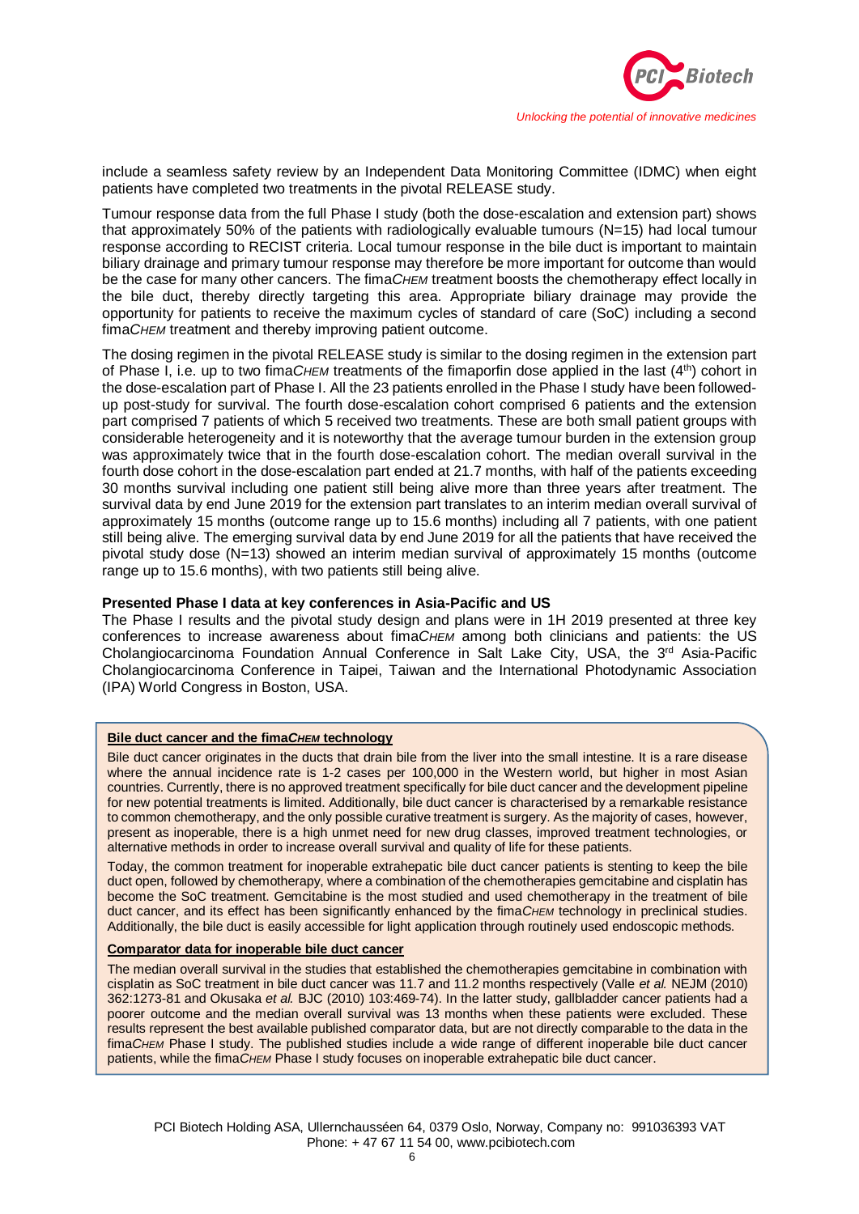include a seamless safety review by an Independent Data Monitoring Committee (IDMC) when eight patients have completed two treatments in the pivotal RELEASE study.

Tumour response data from the full Phase I study (both the dose-escalation and extension part) shows that approximately 50% of the patients with radiologically evaluable tumours (N=15) had local tumour response according to RECIST criteria. Local tumour response in the bile duct is important to maintain biliary drainage and primary tumour response may therefore be more important for outcome than would be the case for many other cancers. The fima*CHEM* treatment boosts the chemotherapy effect locally in the bile duct, thereby directly targeting this area. Appropriate biliary drainage may provide the opportunity for patients to receive the maximum cycles of standard of care (SoC) including a second fima*CHEM* treatment and thereby improving patient outcome.

The dosing regimen in the pivotal RELEASE study is similar to the dosing regimen in the extension part of Phase I, i.e. up to two fima*CHEM* treatments of the fimaporfin dose applied in the last (4th) cohort in the dose-escalation part of Phase I. All the 23 patients enrolled in the Phase I study have been followed-up post-study for survival. The fourth dose-escalation cohort comprised 6 patients and the extension part comprised 7 patients of which 5 received two treatments. These are both small patient groups with considerable heterogeneity and it is noteworthy that the average tumour burden in the extension group was approximately twice that in the fourth dose-escalation cohort. The median overall survival in the fourth dose cohort in the dose-escalation part ended at 21.7 months, with half of the patients exceeding 30 months survival including one patient still being alive more than three years after treatment. The survival data by end June 2019 for the extension part translates to an interim median overall survival of approximately 15 months (outcome range up to 15.6 months) including all 7 patients, with one patient still being alive. The emerging survival data by end June 2019 for all the patients that have received the pivotal study dose (N=13) showed an interim median survival of approximately 15 months (outcome range up to 15.6 months), with two patients still being alive.

**Presented Phase I data at key conferences in Asia-Pacific and US**

The Phase I results and the pivotal study design and plans were in 1H 2019 presented at three key conferences to increase awareness about fima*CHEM* among both clinicians and patients: the US Cholangiocarcinoma Foundation Annual Conference in Salt Lake City, USA, the 3rd Asia-Pacific Cholangiocarcinoma Conference in Taipei, Taiwan and the International Photodynamic Association (IPA) World Congress in Boston, USA.

**Bile duct cancer and the fima*CHEM* technology**

Bile duct cancer originates in the ducts that drain bile from the liver into the small intestine. It is a rare disease where the annual incidence rate is 1-2 cases per 100,000 in the Western world, but higher in most Asian countries. Currently, there is no approved treatment specifically for bile duct cancer and the development pipeline for new potential treatments is limited. Additionally, bile duct cancer is characterised by a remarkable resistance to common chemotherapy, and the only possible curative treatment is surgery. As the majority of cases, however, present as inoperable, there is a high unmet need for new drug classes, improved treatment technologies, or alternative methods in order to increase overall survival and quality of life for these patients.

Today, the common treatment for inoperable extrahepatic bile duct cancer patients is stenting to keep the bile duct open, followed by chemotherapy, where a combination of the chemotherapies gemcitabine and cisplatin has become the SoC treatment. Gemcitabine is the most studied and used chemotherapy in the treatment of bile duct cancer, and its effect has been significantly enhanced by the fima*CHEM* technology in preclinical studies. Additionally, the bile duct is easily accessible for light application through routinely used endoscopic methods.

**Comparator data for inoperable bile duct cancer**

The median overall survival in the studies that established the chemotherapies gemcitabine in combination with cisplatin as SoC treatment in bile duct cancer was 11.7 and 11.2 months respectively (Valle *et al.* NEJM (2010) 362:1273-81 and Okusaka *et al.* BJC (2010) 103:469-74). In the latter study, gallbladder cancer patients had a poorer outcome and the median overall survival was 13 months when these patients were excluded. These results represent the best available published comparator data, but are not directly comparable to the data in the fima*CHEM* Phase I study. The published studies include a wide range of different inoperable bile duct cancer patients, while the fima*CHEM* Phase I study focuses on inoperable extrahepatic bile duct cancer.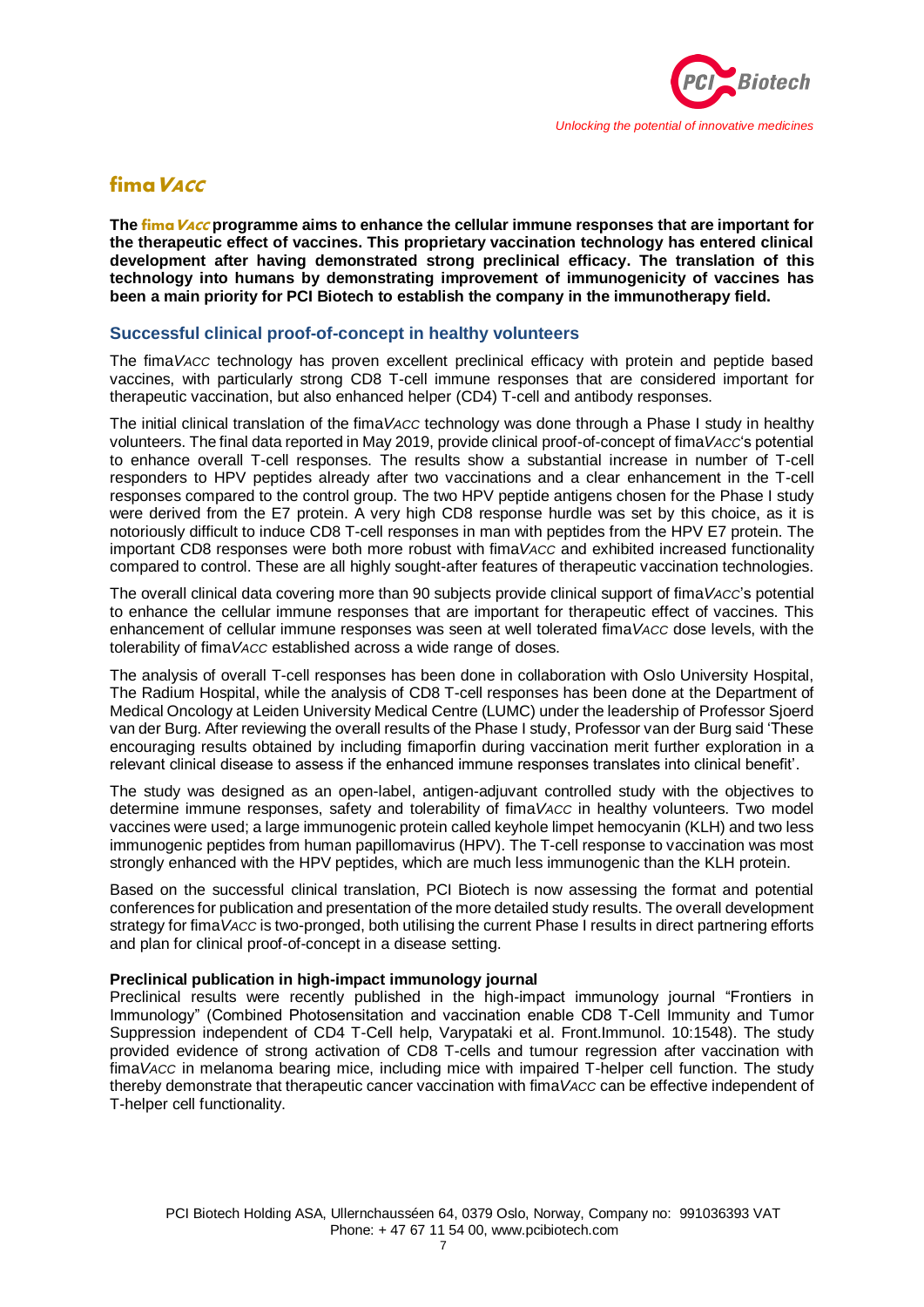## fimaVACC

**The fimaVACC programme aims to enhance the cellular immune responses that are important for the therapeutic effect of vaccines. This proprietary vaccination technology has entered clinical development after having demonstrated strong preclinical efficacy. The translation of this technology into humans by demonstrating improvement of immunogenicity of vaccines has been a main priority for PCI Biotech to establish the company in the immunotherapy field.**

### Successful clinical proof-of-concept in healthy volunteers

The fima*VACC* technology has proven excellent preclinical efficacy with protein and peptide based vaccines, with particularly strong CD8 T-cell immune responses that are considered important for therapeutic vaccination, but also enhanced helper (CD4) T-cell and antibody responses.

The initial clinical translation of the fima*VACC* technology was done through a Phase I study in healthy volunteers. The final data reported in May 2019, provide clinical proof-of-concept of fima*VACC*'s potential to enhance overall T-cell responses. The results show a substantial increase in number of T-cell responders to HPV peptides already after two vaccinations and a clear enhancement in the T-cell responses compared to the control group. The two HPV peptide antigens chosen for the Phase I study were derived from the E7 protein. A very high CD8 response hurdle was set by this choice, as it is notoriously difficult to induce CD8 T-cell responses in man with peptides from the HPV E7 protein. The important CD8 responses were both more robust with fima*VACC* and exhibited increased functionality compared to control. These are all highly sought-after features of therapeutic vaccination technologies.

The overall clinical data covering more than 90 subjects provide clinical support of fima*VACC*'s potential to enhance the cellular immune responses that are important for therapeutic effect of vaccines. This enhancement of cellular immune responses was seen at well tolerated fima*VACC* dose levels, with the tolerability of fima*VACC* established across a wide range of doses.

The analysis of overall T-cell responses has been done in collaboration with Oslo University Hospital, The Radium Hospital, while the analysis of CD8 T-cell responses has been done at the Department of Medical Oncology at Leiden University Medical Centre (LUMC) under the leadership of Professor Sjoerd van der Burg. After reviewing the overall results of the Phase I study, Professor van der Burg said 'These encouraging results obtained by including fimaporfin during vaccination merit further exploration in a relevant clinical disease to assess if the enhanced immune responses translates into clinical benefit'.

The study was designed as an open-label, antigen-adjuvant controlled study with the objectives to determine immune responses, safety and tolerability of fima*VACC* in healthy volunteers. Two model vaccines were used; a large immunogenic protein called keyhole limpet hemocyanin (KLH) and two less immunogenic peptides from human papillomavirus (HPV). The T-cell response to vaccination was most strongly enhanced with the HPV peptides, which are much less immunogenic than the KLH protein.

Based on the successful clinical translation, PCI Biotech is now assessing the format and potential conferences for publication and presentation of the more detailed study results. The overall development strategy for fima*VACC* is two-pronged, both utilising the current Phase I results in direct partnering efforts and plan for clinical proof-of-concept in a disease setting.

**Preclinical publication in high-impact immunology journal**

Preclinical results were recently published in the high-impact immunology journal "Frontiers in Immunology" (Combined Photosensitation and vaccination enable CD8 T-Cell Immunity and Tumor Suppression independent of CD4 T-Cell help, Varypataki et al. Front.Immunol. 10:1548). The study provided evidence of strong activation of CD8 T-cells and tumour regression after vaccination with fima*VACC* in melanoma bearing mice, including mice with impaired T-helper cell function. The study thereby demonstrate that therapeutic cancer vaccination with fima*VACC* can be effective independent of T-helper cell functionality.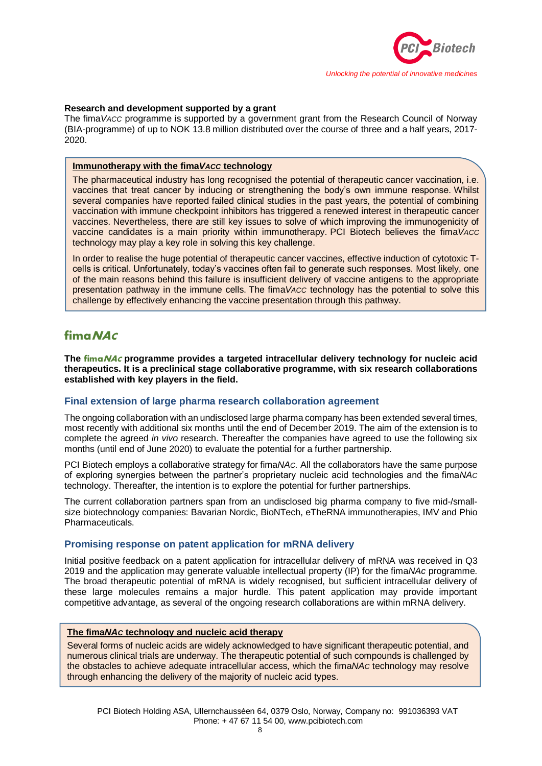**Research and development supported by a grant**

The fima*VACC* programme is supported by a government grant from the Research Council of Norway (BIA-programme) of up to NOK 13.8 million distributed over the course of three and a half years, 2017-2020.

> **Immunotherapy with the fima*VACC* technology**
>
> The pharmaceutical industry has long recognised the potential of therapeutic cancer vaccination, i.e. vaccines that treat cancer by inducing or strengthening the body's own immune response. Whilst several companies have reported failed clinical studies in the past years, the potential of combining vaccination with immune checkpoint inhibitors has triggered a renewed interest in therapeutic cancer vaccines. Nevertheless, there are still key issues to solve of which improving the immunogenicity of vaccine candidates is a main priority within immunotherapy. PCI Biotech believes the fima*VACC* technology may play a key role in solving this key challenge.
>
> In order to realise the huge potential of therapeutic cancer vaccines, effective induction of cytotoxic T-cells is critical. Unfortunately, today's vaccines often fail to generate such responses. Most likely, one of the main reasons behind this failure is insufficient delivery of vaccine antigens to the appropriate presentation pathway in the immune cells. The fima*VACC* technology has the potential to solve this challenge by effectively enhancing the vaccine presentation through this pathway.

## fima*NAc*

**The fima*NAc* programme provides a targeted intracellular delivery technology for nucleic acid therapeutics. It is a preclinical stage collaborative programme, with six research collaborations established with key players in the field.**

### Final extension of large pharma research collaboration agreement

The ongoing collaboration with an undisclosed large pharma company has been extended several times, most recently with additional six months until the end of December 2019. The aim of the extension is to complete the agreed *in vivo* research. Thereafter the companies have agreed to use the following six months (until end of June 2020) to evaluate the potential for a further partnership.

PCI Biotech employs a collaborative strategy for fima*NAc.* All the collaborators have the same purpose of exploring synergies between the partner's proprietary nucleic acid technologies and the fima*NAc* technology. Thereafter, the intention is to explore the potential for further partnerships.

The current collaboration partners span from an undisclosed big pharma company to five mid-/small-size biotechnology companies: Bavarian Nordic, BioNTech, eTheRNA immunotherapies, IMV and Phio Pharmaceuticals.

### Promising response on patent application for mRNA delivery

Initial positive feedback on a patent application for intracellular delivery of mRNA was received in Q3 2019 and the application may generate valuable intellectual property (IP) for the fima*NAc* programme. The broad therapeutic potential of mRNA is widely recognised, but sufficient intracellular delivery of these large molecules remains a major hurdle. This patent application may provide important competitive advantage, as several of the ongoing research collaborations are within mRNA delivery.

> **The fima*NAc* technology and nucleic acid therapy**
>
> Several forms of nucleic acids are widely acknowledged to have significant therapeutic potential, and numerous clinical trials are underway. The therapeutic potential of such compounds is challenged by the obstacles to achieve adequate intracellular access, which the fima*NAc* technology may resolve through enhancing the delivery of the majority of nucleic acid types.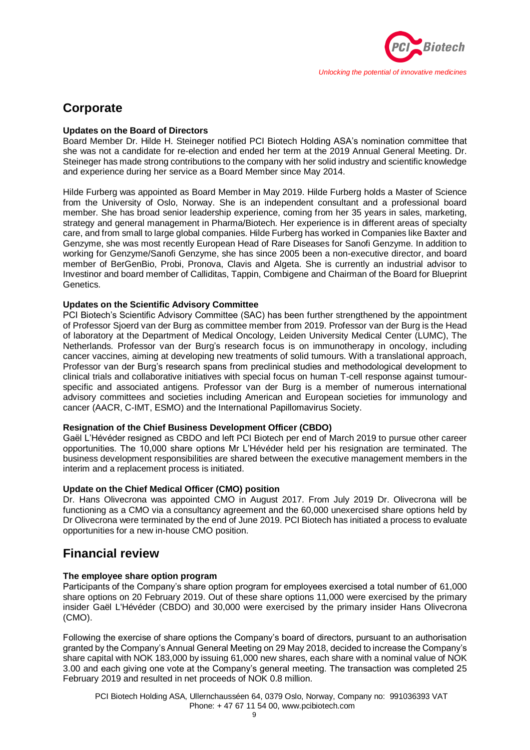## Corporate

**Updates on the Board of Directors**

Board Member Dr. Hilde H. Steineger notified PCI Biotech Holding ASA's nomination committee that she was not a candidate for re-election and ended her term at the 2019 Annual General Meeting. Dr. Steineger has made strong contributions to the company with her solid industry and scientific knowledge and experience during her service as a Board Member since May 2014.

Hilde Furberg was appointed as Board Member in May 2019. Hilde Furberg holds a Master of Science from the University of Oslo, Norway. She is an independent consultant and a professional board member. She has broad senior leadership experience, coming from her 35 years in sales, marketing, strategy and general management in Pharma/Biotech. Her experience is in different areas of specialty care, and from small to large global companies. Hilde Furberg has worked in Companies like Baxter and Genzyme, she was most recently European Head of Rare Diseases for Sanofi Genzyme. In addition to working for Genzyme/Sanofi Genzyme, she has since 2005 been a non-executive director, and board member of BerGenBio, Probi, Pronova, Clavis and Algeta. She is currently an industrial advisor to Investinor and board member of Calliditas, Tappin, Combigene and Chairman of the Board for Blueprint Genetics.

**Updates on the Scientific Advisory Committee**

PCI Biotech's Scientific Advisory Committee (SAC) has been further strengthened by the appointment of Professor Sjoerd van der Burg as committee member from 2019. Professor van der Burg is the Head of laboratory at the Department of Medical Oncology, Leiden University Medical Center (LUMC), The Netherlands. Professor van der Burg's research focus is on immunotherapy in oncology, including cancer vaccines, aiming at developing new treatments of solid tumours. With a translational approach, Professor van der Burg's research spans from preclinical studies and methodological development to clinical trials and collaborative initiatives with special focus on human T-cell response against tumour-specific and associated antigens. Professor van der Burg is a member of numerous international advisory committees and societies including American and European societies for immunology and cancer (AACR, C-IMT, ESMO) and the International Papillomavirus Society.

**Resignation of the Chief Business Development Officer (CBDO)**

Gaël L'Hévéder resigned as CBDO and left PCI Biotech per end of March 2019 to pursue other career opportunities. The 10,000 share options Mr L'Hévéder held per his resignation are terminated. The business development responsibilities are shared between the executive management members in the interim and a replacement process is initiated.

**Update on the Chief Medical Officer (CMO) position**

Dr. Hans Olivecrona was appointed CMO in August 2017. From July 2019 Dr. Olivecrona will be functioning as a CMO via a consultancy agreement and the 60,000 unexercised share options held by Dr Olivecrona were terminated by the end of June 2019. PCI Biotech has initiated a process to evaluate opportunities for a new in-house CMO position.

## Financial review

**The employee share option program**

Participants of the Company's share option program for employees exercised a total number of 61,000 share options on 20 February 2019. Out of these share options 11,000 were exercised by the primary insider Gaël L'Hévéder (CBDO) and 30,000 were exercised by the primary insider Hans Olivecrona (CMO).

Following the exercise of share options the Company's board of directors, pursuant to an authorisation granted by the Company's Annual General Meeting on 29 May 2018, decided to increase the Company's share capital with NOK 183,000 by issuing 61,000 new shares, each share with a nominal value of NOK 3.00 and each giving one vote at the Company's general meeting. The transaction was completed 25 February 2019 and resulted in net proceeds of NOK 0.8 million.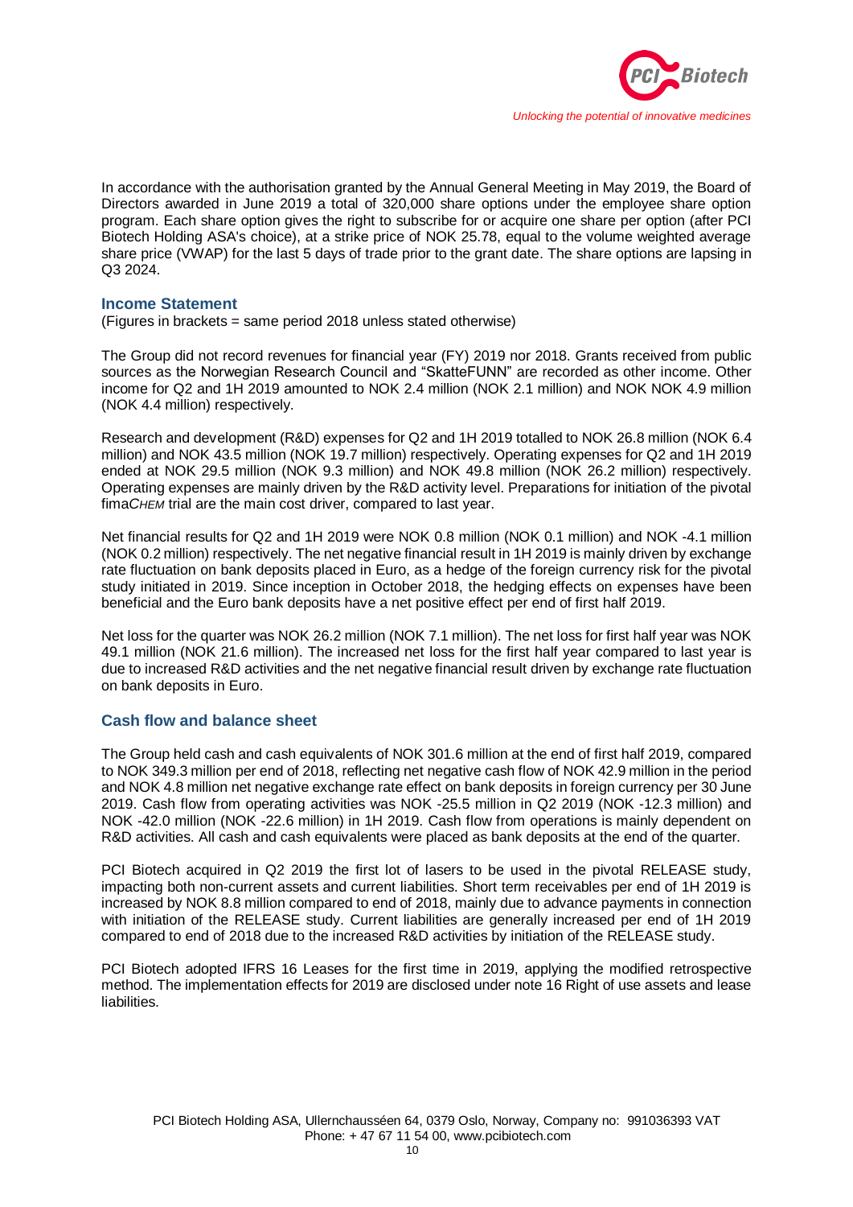In accordance with the authorisation granted by the Annual General Meeting in May 2019, the Board of Directors awarded in June 2019 a total of 320,000 share options under the employee share option program. Each share option gives the right to subscribe for or acquire one share per option (after PCI Biotech Holding ASA's choice), at a strike price of NOK 25.78, equal to the volume weighted average share price (VWAP) for the last 5 days of trade prior to the grant date. The share options are lapsing in Q3 2024.

## Income Statement

(Figures in brackets = same period 2018 unless stated otherwise)

The Group did not record revenues for financial year (FY) 2019 nor 2018. Grants received from public sources as the Norwegian Research Council and "SkatteFUNN" are recorded as other income. Other income for Q2 and 1H 2019 amounted to NOK 2.4 million (NOK 2.1 million) and NOK NOK 4.9 million (NOK 4.4 million) respectively.

Research and development (R&D) expenses for Q2 and 1H 2019 totalled to NOK 26.8 million (NOK 6.4 million) and NOK 43.5 million (NOK 19.7 million) respectively. Operating expenses for Q2 and 1H 2019 ended at NOK 29.5 million (NOK 9.3 million) and NOK 49.8 million (NOK 26.2 million) respectively. Operating expenses are mainly driven by the R&D activity level. Preparations for initiation of the pivotal fima*CHEM* trial are the main cost driver, compared to last year.

Net financial results for Q2 and 1H 2019 were NOK 0.8 million (NOK 0.1 million) and NOK -4.1 million (NOK 0.2 million) respectively. The net negative financial result in 1H 2019 is mainly driven by exchange rate fluctuation on bank deposits placed in Euro, as a hedge of the foreign currency risk for the pivotal study initiated in 2019. Since inception in October 2018, the hedging effects on expenses have been beneficial and the Euro bank deposits have a net positive effect per end of first half 2019.

Net loss for the quarter was NOK 26.2 million (NOK 7.1 million). The net loss for first half year was NOK 49.1 million (NOK 21.6 million). The increased net loss for the first half year compared to last year is due to increased R&D activities and the net negative financial result driven by exchange rate fluctuation on bank deposits in Euro.

## Cash flow and balance sheet

The Group held cash and cash equivalents of NOK 301.6 million at the end of first half 2019, compared to NOK 349.3 million per end of 2018, reflecting net negative cash flow of NOK 42.9 million in the period and NOK 4.8 million net negative exchange rate effect on bank deposits in foreign currency per 30 June 2019. Cash flow from operating activities was NOK -25.5 million in Q2 2019 (NOK -12.3 million) and NOK -42.0 million (NOK -22.6 million) in 1H 2019. Cash flow from operations is mainly dependent on R&D activities. All cash and cash equivalents were placed as bank deposits at the end of the quarter.

PCI Biotech acquired in Q2 2019 the first lot of lasers to be used in the pivotal RELEASE study, impacting both non-current assets and current liabilities. Short term receivables per end of 1H 2019 is increased by NOK 8.8 million compared to end of 2018, mainly due to advance payments in connection with initiation of the RELEASE study. Current liabilities are generally increased per end of 1H 2019 compared to end of 2018 due to the increased R&D activities by initiation of the RELEASE study.

PCI Biotech adopted IFRS 16 Leases for the first time in 2019, applying the modified retrospective method. The implementation effects for 2019 are disclosed under note 16 Right of use assets and lease liabilities.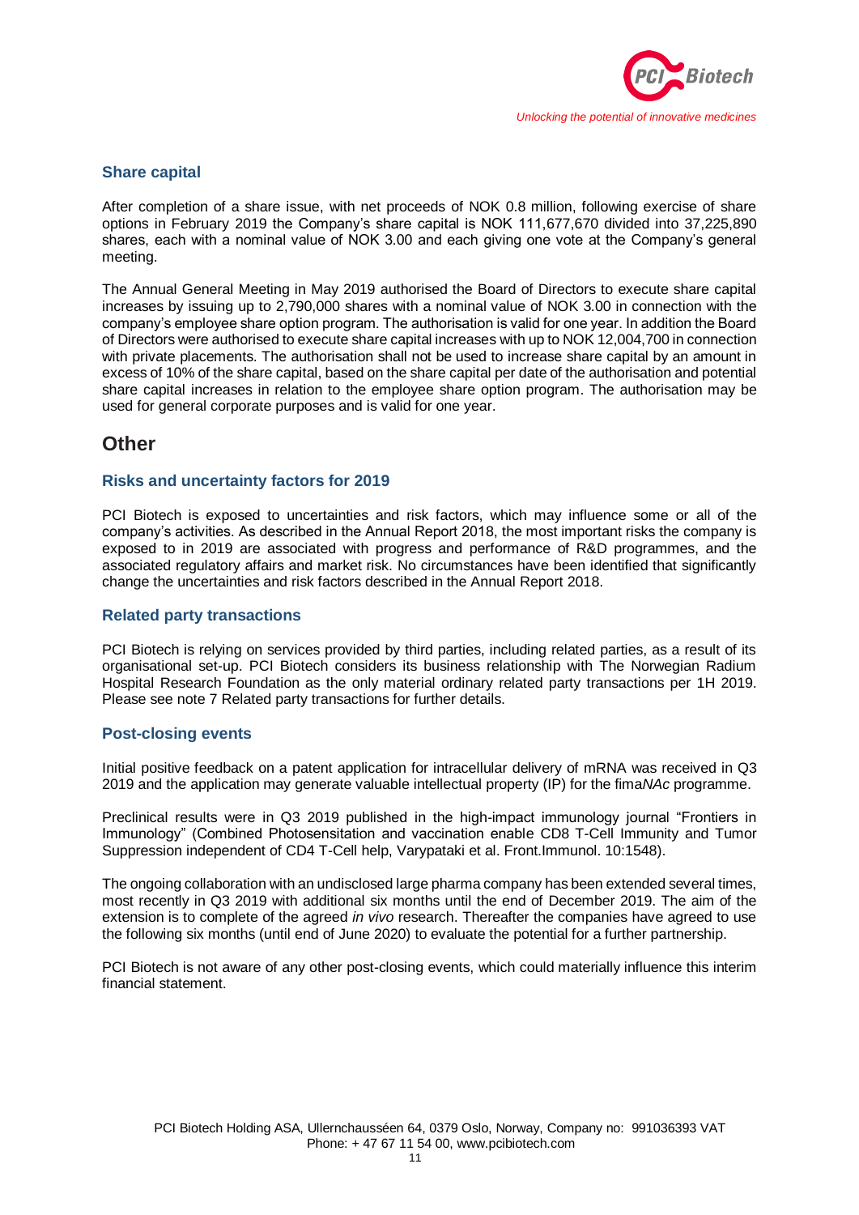### Share capital

After completion of a share issue, with net proceeds of NOK 0.8 million, following exercise of share options in February 2019 the Company's share capital is NOK 111,677,670 divided into 37,225,890 shares, each with a nominal value of NOK 3.00 and each giving one vote at the Company's general meeting.

The Annual General Meeting in May 2019 authorised the Board of Directors to execute share capital increases by issuing up to 2,790,000 shares with a nominal value of NOK 3.00 in connection with the company's employee share option program. The authorisation is valid for one year. In addition the Board of Directors were authorised to execute share capital increases with up to NOK 12,004,700 in connection with private placements. The authorisation shall not be used to increase share capital by an amount in excess of 10% of the share capital, based on the share capital per date of the authorisation and potential share capital increases in relation to the employee share option program. The authorisation may be used for general corporate purposes and is valid for one year.

## Other

### Risks and uncertainty factors for 2019

PCI Biotech is exposed to uncertainties and risk factors, which may influence some or all of the company's activities. As described in the Annual Report 2018, the most important risks the company is exposed to in 2019 are associated with progress and performance of R&D programmes, and the associated regulatory affairs and market risk. No circumstances have been identified that significantly change the uncertainties and risk factors described in the Annual Report 2018.

### Related party transactions

PCI Biotech is relying on services provided by third parties, including related parties, as a result of its organisational set-up. PCI Biotech considers its business relationship with The Norwegian Radium Hospital Research Foundation as the only material ordinary related party transactions per 1H 2019. Please see note 7 Related party transactions for further details.

### Post-closing events

Initial positive feedback on a patent application for intracellular delivery of mRNA was received in Q3 2019 and the application may generate valuable intellectual property (IP) for the fima*NAc* programme.

Preclinical results were in Q3 2019 published in the high-impact immunology journal "Frontiers in Immunology" (Combined Photosensitation and vaccination enable CD8 T-Cell Immunity and Tumor Suppression independent of CD4 T-Cell help, Varypataki et al. Front.Immunol. 10:1548).

The ongoing collaboration with an undisclosed large pharma company has been extended several times, most recently in Q3 2019 with additional six months until the end of December 2019. The aim of the extension is to complete of the agreed *in vivo* research. Thereafter the companies have agreed to use the following six months (until end of June 2020) to evaluate the potential for a further partnership.

PCI Biotech is not aware of any other post-closing events, which could materially influence this interim financial statement.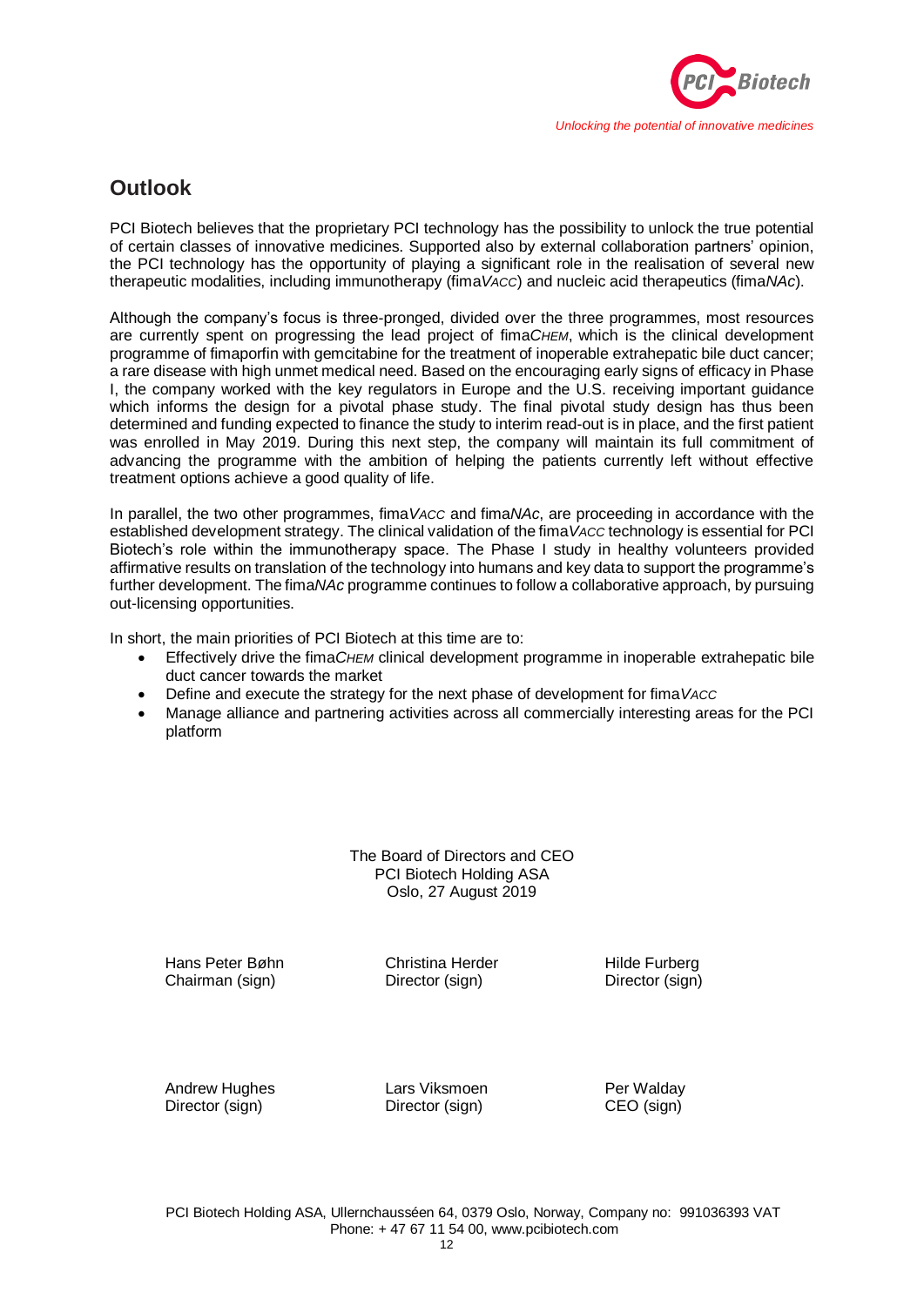## Outlook

PCI Biotech believes that the proprietary PCI technology has the possibility to unlock the true potential of certain classes of innovative medicines. Supported also by external collaboration partners' opinion, the PCI technology has the opportunity of playing a significant role in the realisation of several new therapeutic modalities, including immunotherapy (fima*VACC*) and nucleic acid therapeutics (fima*NAc*).

Although the company's focus is three-pronged, divided over the three programmes, most resources are currently spent on progressing the lead project of fima*CHEM*, which is the clinical development programme of fimaporfin with gemcitabine for the treatment of inoperable extrahepatic bile duct cancer; a rare disease with high unmet medical need. Based on the encouraging early signs of efficacy in Phase I, the company worked with the key regulators in Europe and the U.S. receiving important guidance which informs the design for a pivotal phase study. The final pivotal study design has thus been determined and funding expected to finance the study to interim read-out is in place, and the first patient was enrolled in May 2019. During this next step, the company will maintain its full commitment of advancing the programme with the ambition of helping the patients currently left without effective treatment options achieve a good quality of life.

In parallel, the two other programmes, fima*VACC* and fima*NAc*, are proceeding in accordance with the established development strategy. The clinical validation of the fima*VACC* technology is essential for PCI Biotech's role within the immunotherapy space. The Phase I study in healthy volunteers provided affirmative results on translation of the technology into humans and key data to support the programme's further development. The fima*NAc* programme continues to follow a collaborative approach, by pursuing out-licensing opportunities.

In short, the main priorities of PCI Biotech at this time are to:

- Effectively drive the fima*CHEM* clinical development programme in inoperable extrahepatic bile duct cancer towards the market
- Define and execute the strategy for the next phase of development for fima*VACC*
- Manage alliance and partnering activities across all commercially interesting areas for the PCI platform

The Board of Directors and CEO
PCI Biotech Holding ASA
Oslo, 27 August 2019

| | | |
|---|---|---|
| Hans Peter Bøhn<br>Chairman (sign) | Christina Herder<br>Director (sign) | Hilde Furberg<br>Director (sign) |
| Andrew Hughes<br>Director (sign) | Lars Viksmoen<br>Director (sign) | Per Walday<br>CEO (sign) |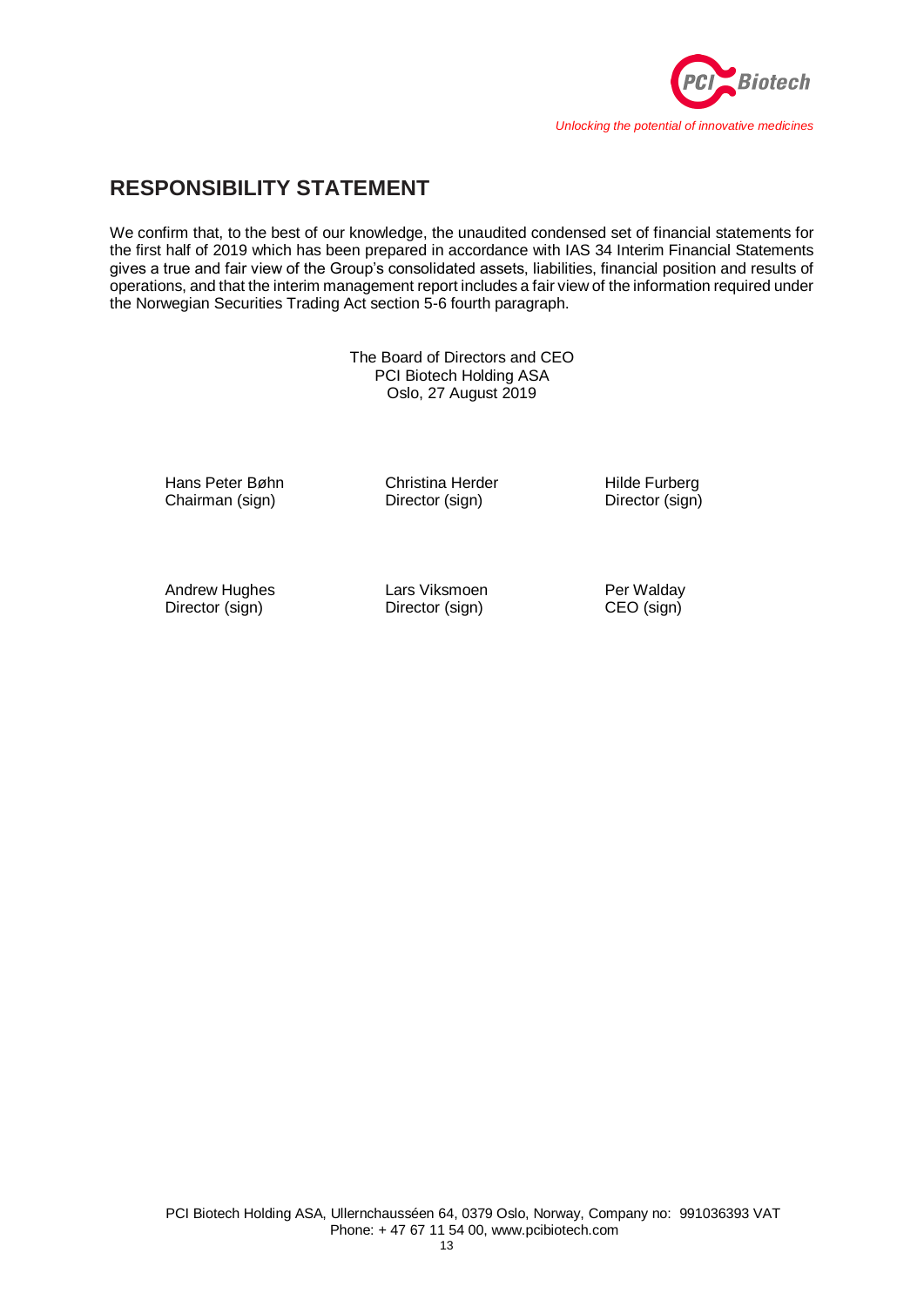## RESPONSIBILITY STATEMENT

We confirm that, to the best of our knowledge, the unaudited condensed set of financial statements for the first half of 2019 which has been prepared in accordance with IAS 34 Interim Financial Statements gives a true and fair view of the Group's consolidated assets, liabilities, financial position and results of operations, and that the interim management report includes a fair view of the information required under the Norwegian Securities Trading Act section 5-6 fourth paragraph.

The Board of Directors and CEO
PCI Biotech Holding ASA
Oslo, 27 August 2019

| | | |
|---|---|---|
| Hans Peter Bøhn<br>Chairman (sign) | Christina Herder<br>Director (sign) | Hilde Furberg<br>Director (sign) |
| Andrew Hughes<br>Director (sign) | Lars Viksmoen<br>Director (sign) | Per Walday<br>CEO (sign) |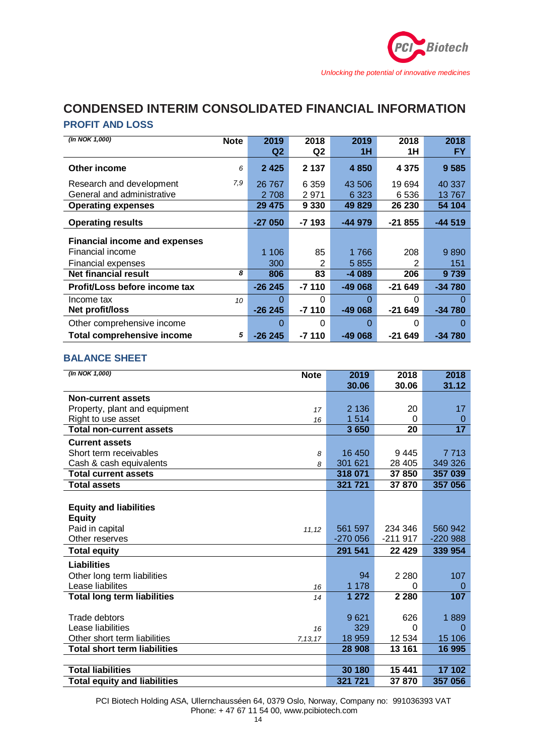# CONDENSED INTERIM CONSOLIDATED FINANCIAL INFORMATION

## PROFIT AND LOSS

| *(In NOK 1,000)* | Note | 2019 Q2 | 2018 Q2 | 2019 1H | 2018 1H | 2018 FY |
|---|---|---|---|---|---|---|
| **Other income** | *6* | **2 425** | **2 137** | **4 850** | **4 375** | **9 585** |
| Research and development | *7,9* | 26 767 | 6 359 | 43 506 | 19 694 | 40 337 |
| General and administrative | | 2 708 | 2 971 | 6 323 | 6 536 | 13 767 |
| **Operating expenses** | | **29 475** | **9 330** | **49 829** | **26 230** | **54 104** |
| **Operating results** | | **-27 050** | **-7 193** | **-44 979** | **-21 855** | **-44 519** |
| **Financial income and expenses** | | | | | | |
| Financial income | | 1 106 | 85 | 1 766 | 208 | 9 890 |
| Financial expenses | | 300 | 2 | 5 855 | 2 | 151 |
| **Net financial result** | *8* | **806** | **83** | **-4 089** | **206** | **9 739** |
| **Profit/Loss before income tax** | | **-26 245** | **-7 110** | **-49 068** | **-21 649** | **-34 780** |
| Income tax | *10* | 0 | 0 | 0 | 0 | 0 |
| **Net profit/loss** | | **-26 245** | **-7 110** | **-49 068** | **-21 649** | **-34 780** |
| Other comprehensive income | | 0 | 0 | 0 | 0 | 0 |
| **Total comprehensive income** | *5* | **-26 245** | **-7 110** | **-49 068** | **-21 649** | **-34 780** |

## BALANCE SHEET

| *(In NOK 1,000)* | Note | 2019 30.06 | 2018 30.06 | 2018 31.12 |
|---|---|---|---|---|
| **Non-current assets** | | | | |
| Property, plant and equipment | *17* | 2 136 | 20 | 17 |
| Right to use asset | *16* | 1 514 | 0 | 0 |
| **Total non-current assets** | | **3 650** | **20** | **17** |
| **Current assets** | | | | |
| Short term receivables | *8* | 16 450 | 9 445 | 7 713 |
| Cash & cash equivalents | *8* | 301 621 | 28 405 | 349 326 |
| **Total current assets** | | **318 071** | **37 850** | **357 039** |
| **Total assets** | | **321 721** | **37 870** | **357 056** |
| **Equity and liabilities** | | | | |
| **Equity** | | | | |
| Paid in capital | *11,12* | 561 597 | 234 346 | 560 942 |
| Other reserves | | -270 056 | -211 917 | -220 988 |
| **Total equity** | | **291 541** | **22 429** | **339 954** |
| **Liabilities** | | | | |
| Other long term liabilities | | 94 | 2 280 | 107 |
| Lease liabilites | *16* | 1 178 | 0 | 0 |
| **Total long term liabilities** | *14* | **1 272** | **2 280** | **107** |
| Trade debtors | | 9 621 | 626 | 1 889 |
| Lease liabilities | *16* | 329 | 0 | 0 |
| Other short term liabilities | *7,13,17* | 18 959 | 12 534 | 15 106 |
| **Total short term liabilities** | | **28 908** | **13 161** | **16 995** |
| **Total liabilities** | | **30 180** | **15 441** | **17 102** |
| **Total equity and liabilities** | | **321 721** | **37 870** | **357 056** |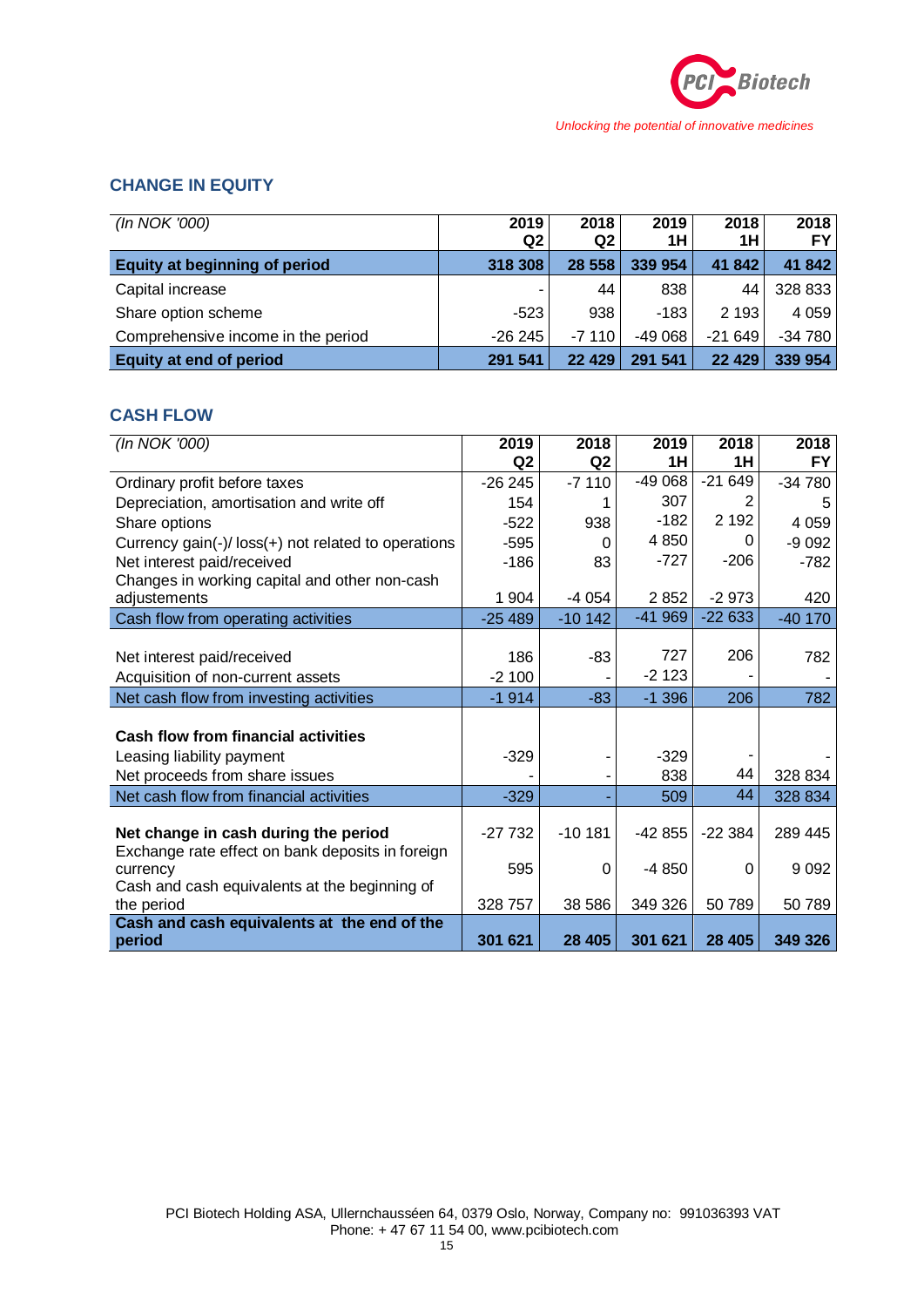## CHANGE IN EQUITY

| *(In NOK '000)* | 2019 Q2 | 2018 Q2 | 2019 1H | 2018 1H | 2018 FY |
|---|---|---|---|---|---|
| **Equity at beginning of period** | **318 308** | **28 558** | **339 954** | **41 842** | **41 842** |
| Capital increase | - | 44 | 838 | 44 | 328 833 |
| Share option scheme | -523 | 938 | -183 | 2 193 | 4 059 |
| Comprehensive income in the period | -26 245 | -7 110 | -49 068 | -21 649 | -34 780 |
| **Equity at end of period** | **291 541** | **22 429** | **291 541** | **22 429** | **339 954** |

## CASH FLOW

| *(In NOK '000)* | 2019 Q2 | 2018 Q2 | 2019 1H | 2018 1H | 2018 FY |
|---|---|---|---|---|---|
| Ordinary profit before taxes | -26 245 | -7 110 | -49 068 | -21 649 | -34 780 |
| Depreciation, amortisation and write off | 154 | 1 | 307 | 2 | 5 |
| Share options | -522 | 938 | -182 | 2 192 | 4 059 |
| Currency gain(-)/ loss(+) not related to operations | -595 | 0 | 4 850 | 0 | -9 092 |
| Net interest paid/received | -186 | 83 | -727 | -206 | -782 |
| Changes in working capital and other non-cash adjustements | 1 904 | -4 054 | 2 852 | -2 973 | 420 |
| Cash flow from operating activities | -25 489 | -10 142 | -41 969 | -22 633 | -40 170 |
| | | | | | |
| Net interest paid/received | 186 | -83 | 727 | 206 | 782 |
| Acquisition of non-current assets | -2 100 | - | -2 123 | - | - |
| Net cash flow from investing activities | -1 914 | -83 | -1 396 | 206 | 782 |
| | | | | | |
| **Cash flow from financial activities** | | | | | |
| Leasing liability payment | -329 | - | -329 | - | - |
| Net proceeds from share issues | - | - | 838 | 44 | 328 834 |
| Net cash flow from financial activities | -329 | - | 509 | 44 | 328 834 |
| | | | | | |
| **Net change in cash during the period** | -27 732 | -10 181 | -42 855 | -22 384 | 289 445 |
| Exchange rate effect on bank deposits in foreign currency | 595 | 0 | -4 850 | 0 | 9 092 |
| Cash and cash equivalents at the beginning of the period | 328 757 | 38 586 | 349 326 | 50 789 | 50 789 |
| **Cash and cash equivalents at the end of the period** | **301 621** | **28 405** | **301 621** | **28 405** | **349 326** |

PCI Biotech Holding ASA, Ullernchausséen 64, 0379 Oslo, Norway, Company no: 991036393 VAT
Phone: + 47 67 11 54 00, www.pcibiotech.com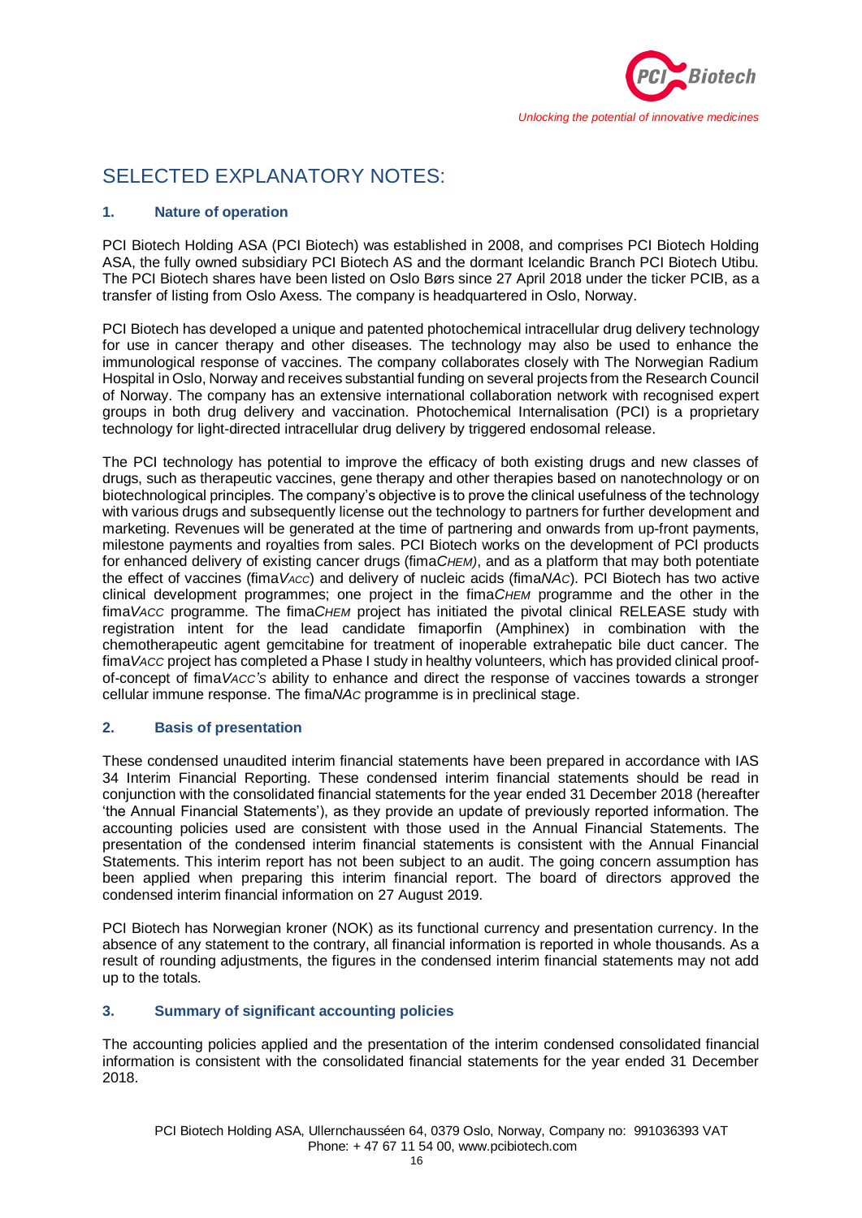# SELECTED EXPLANATORY NOTES:

## 1. Nature of operation

PCI Biotech Holding ASA (PCI Biotech) was established in 2008, and comprises PCI Biotech Holding ASA, the fully owned subsidiary PCI Biotech AS and the dormant Icelandic Branch PCI Biotech Utibu. The PCI Biotech shares have been listed on Oslo Børs since 27 April 2018 under the ticker PCIB, as a transfer of listing from Oslo Axess. The company is headquartered in Oslo, Norway.

PCI Biotech has developed a unique and patented photochemical intracellular drug delivery technology for use in cancer therapy and other diseases. The technology may also be used to enhance the immunological response of vaccines. The company collaborates closely with The Norwegian Radium Hospital in Oslo, Norway and receives substantial funding on several projects from the Research Council of Norway. The company has an extensive international collaboration network with recognised expert groups in both drug delivery and vaccination. Photochemical Internalisation (PCI) is a proprietary technology for light-directed intracellular drug delivery by triggered endosomal release.

The PCI technology has potential to improve the efficacy of both existing drugs and new classes of drugs, such as therapeutic vaccines, gene therapy and other therapies based on nanotechnology or on biotechnological principles. The company's objective is to prove the clinical usefulness of the technology with various drugs and subsequently license out the technology to partners for further development and marketing. Revenues will be generated at the time of partnering and onwards from up-front payments, milestone payments and royalties from sales. PCI Biotech works on the development of PCI products for enhanced delivery of existing cancer drugs (fima*CHEM)*, and as a platform that may both potentiate the effect of vaccines (fima*VACC*) and delivery of nucleic acids (fima*NAC*). PCI Biotech has two active clinical development programmes; one project in the fima*CHEM* programme and the other in the fima*VACC* programme. The fima*CHEM* project has initiated the pivotal clinical RELEASE study with registration intent for the lead candidate fimaporfin (Amphinex) in combination with the chemotherapeutic agent gemcitabine for treatment of inoperable extrahepatic bile duct cancer. The fima*VACC* project has completed a Phase I study in healthy volunteers, which has provided clinical proof-of-concept of fima*VACC's* ability to enhance and direct the response of vaccines towards a stronger cellular immune response. The fima*NAC* programme is in preclinical stage.

## 2. Basis of presentation

These condensed unaudited interim financial statements have been prepared in accordance with IAS 34 Interim Financial Reporting. These condensed interim financial statements should be read in conjunction with the consolidated financial statements for the year ended 31 December 2018 (hereafter 'the Annual Financial Statements'), as they provide an update of previously reported information. The accounting policies used are consistent with those used in the Annual Financial Statements. The presentation of the condensed interim financial statements is consistent with the Annual Financial Statements. This interim report has not been subject to an audit. The going concern assumption has been applied when preparing this interim financial report. The board of directors approved the condensed interim financial information on 27 August 2019.

PCI Biotech has Norwegian kroner (NOK) as its functional currency and presentation currency. In the absence of any statement to the contrary, all financial information is reported in whole thousands. As a result of rounding adjustments, the figures in the condensed interim financial statements may not add up to the totals.

## 3. Summary of significant accounting policies

The accounting policies applied and the presentation of the interim condensed consolidated financial information is consistent with the consolidated financial statements for the year ended 31 December 2018.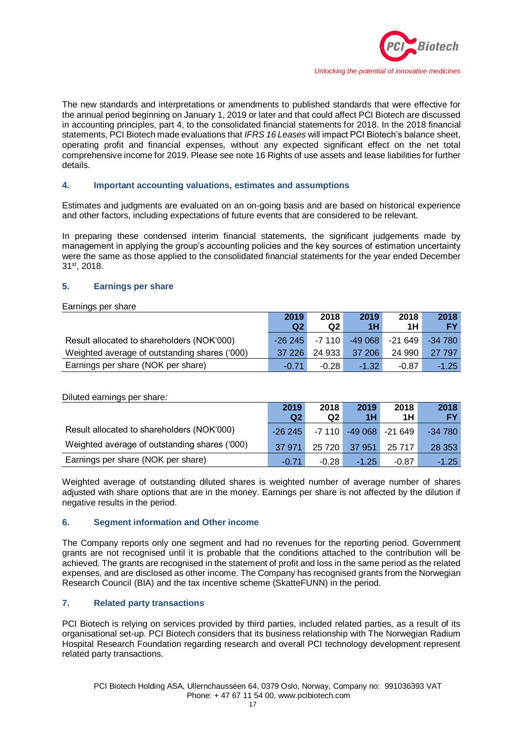The new standards and interpretations or amendments to published standards that were effective for the annual period beginning on January 1, 2019 or later and that could affect PCI Biotech are discussed in accounting principles, part 4, to the consolidated financial statements for 2018. In the 2018 financial statements, PCI Biotech made evaluations that *IFRS 16 Leases* will impact PCI Biotech's balance sheet, operating profit and financial expenses, without any expected significant effect on the net total comprehensive income for 2019. Please see note 16 Rights of use assets and lease liabilities for further details.

## 4. Important accounting valuations, estimates and assumptions

Estimates and judgments are evaluated on an on-going basis and are based on historical experience and other factors, including expectations of future events that are considered to be relevant.

In preparing these condensed interim financial statements, the significant judgements made by management in applying the group's accounting policies and the key sources of estimation uncertainty were the same as those applied to the consolidated financial statements for the year ended December 31st, 2018.

## 5. Earnings per share

Earnings per share

| | 2019 Q2 | 2018 Q2 | 2019 1H | 2018 1H | 2018 FY |
|---|---|---|---|---|---|
| Result allocated to shareholders (NOK'000) | -26 245 | -7 110 | -49 068 | -21 649 | -34 780 |
| Weighted average of outstanding shares ('000) | 37 226 | 24 933 | 37 206 | 24 990 | 27 797 |
| Earnings per share (NOK per share) | -0.71 | -0.28 | -1.32 | -0.87 | -1.25 |

Diluted earnings per share:

| | 2019 Q2 | 2018 Q2 | 2019 1H | 2018 1H | 2018 FY |
|---|---|---|---|---|---|
| Result allocated to shareholders (NOK'000) | -26 245 | -7 110 | -49 068 | -21 649 | -34 780 |
| Weighted average of outstanding shares ('000) | 37 971 | 25 720 | 37 951 | 25 717 | 28 353 |
| Earnings per share (NOK per share) | -0.71 | -0.28 | -1.25 | -0.87 | -1.25 |

Weighted average of outstanding diluted shares is weighted number of average number of shares adjusted with share options that are in the money. Earnings per share is not affected by the dilution if negative results in the period.

## 6. Segment information and Other income

The Company reports only one segment and had no revenues for the reporting period. Government grants are not recognised until it is probable that the conditions attached to the contribution will be achieved. The grants are recognised in the statement of profit and loss in the same period as the related expenses, and are disclosed as other income. The Company has recognised grants from the Norwegian Research Council (BIA) and the tax incentive scheme (SkatteFUNN) in the period.

## 7. Related party transactions

PCI Biotech is relying on services provided by third parties, included related parties, as a result of its organisational set-up. PCI Biotech considers that its business relationship with The Norwegian Radium Hospital Research Foundation regarding research and overall PCI technology development represent related party transactions.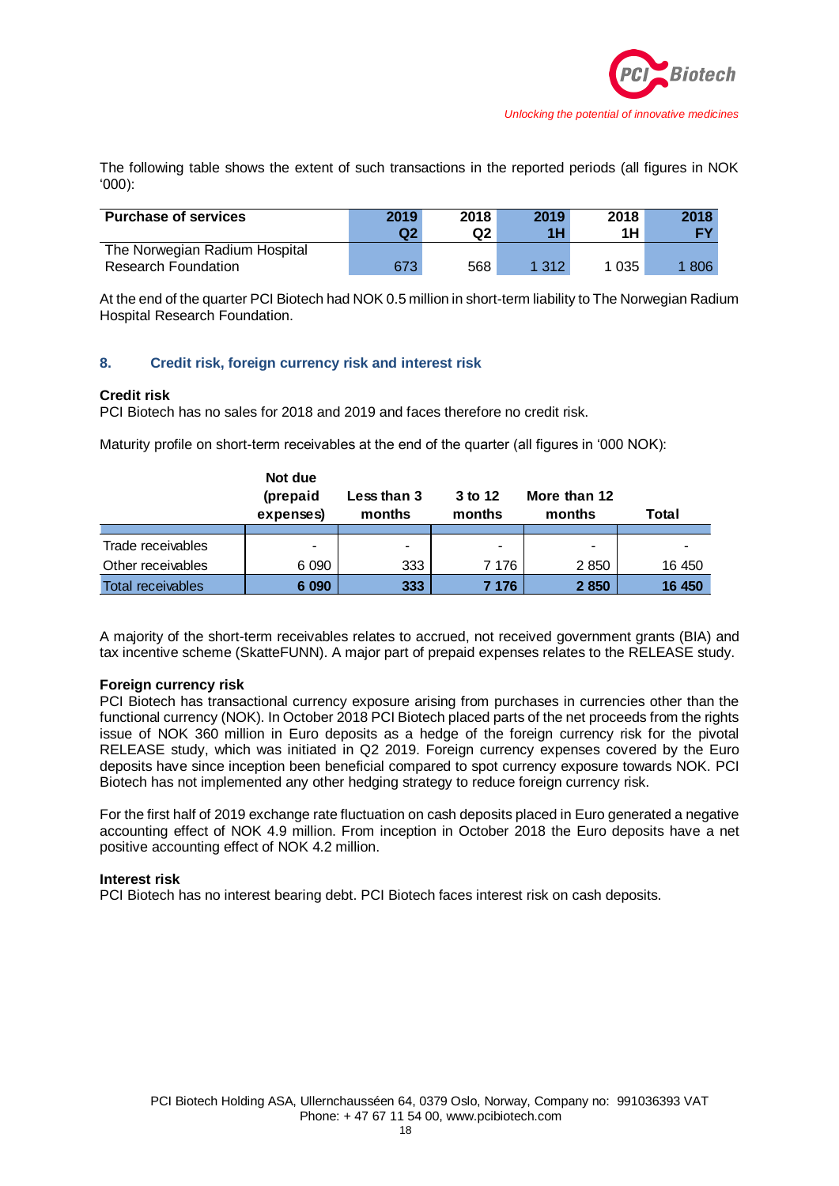The following table shows the extent of such transactions in the reported periods (all figures in NOK '000):

| Purchase of services | 2019 Q2 | 2018 Q2 | 2019 1H | 2018 1H | 2018 FY |
|---|---|---|---|---|---|
| The Norwegian Radium Hospital Research Foundation | 673 | 568 | 1 312 | 1 035 | 1 806 |

At the end of the quarter PCI Biotech had NOK 0.5 million in short-term liability to The Norwegian Radium Hospital Research Foundation.

## 8. Credit risk, foreign currency risk and interest risk

### Credit risk

PCI Biotech has no sales for 2018 and 2019 and faces therefore no credit risk.

Maturity profile on short-term receivables at the end of the quarter (all figures in '000 NOK):

| | Not due (prepaid expenses) | Less than 3 months | 3 to 12 months | More than 12 months | Total |
|---|---|---|---|---|---|
| Trade receivables | - | - | - | - | - |
| Other receivables | 6 090 | 333 | 7 176 | 2 850 | 16 450 |
| Total receivables | **6 090** | **333** | **7 176** | **2 850** | **16 450** |

A majority of the short-term receivables relates to accrued, not received government grants (BIA) and tax incentive scheme (SkatteFUNN). A major part of prepaid expenses relates to the RELEASE study.

### Foreign currency risk

PCI Biotech has transactional currency exposure arising from purchases in currencies other than the functional currency (NOK). In October 2018 PCI Biotech placed parts of the net proceeds from the rights issue of NOK 360 million in Euro deposits as a hedge of the foreign currency risk for the pivotal RELEASE study, which was initiated in Q2 2019. Foreign currency expenses covered by the Euro deposits have since inception been beneficial compared to spot currency exposure towards NOK. PCI Biotech has not implemented any other hedging strategy to reduce foreign currency risk.

For the first half of 2019 exchange rate fluctuation on cash deposits placed in Euro generated a negative accounting effect of NOK 4.9 million. From inception in October 2018 the Euro deposits have a net positive accounting effect of NOK 4.2 million.

### Interest risk

PCI Biotech has no interest bearing debt. PCI Biotech faces interest risk on cash deposits.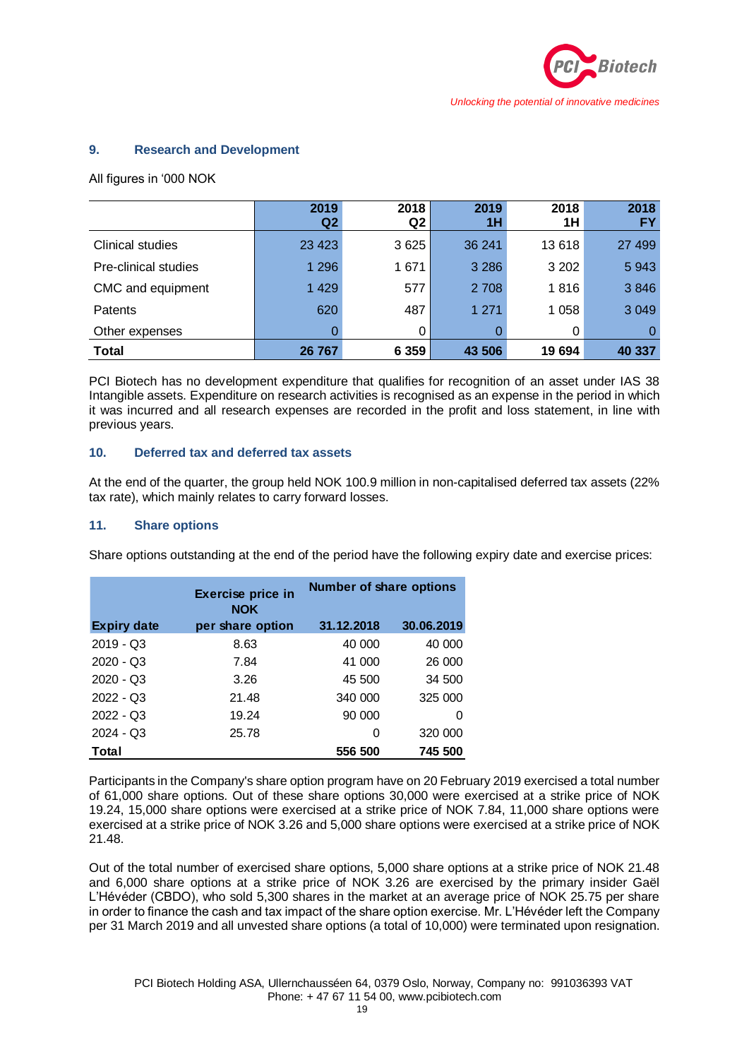## 9. Research and Development

All figures in '000 NOK

| | 2019 Q2 | 2018 Q2 | 2019 1H | 2018 1H | 2018 FY |
|---|---|---|---|---|---|
| Clinical studies | 23 423 | 3 625 | 36 241 | 13 618 | 27 499 |
| Pre-clinical studies | 1 296 | 1 671 | 3 286 | 3 202 | 5 943 |
| CMC and equipment | 1 429 | 577 | 2 708 | 1 816 | 3 846 |
| Patents | 620 | 487 | 1 271 | 1 058 | 3 049 |
| Other expenses | 0 | 0 | 0 | 0 | 0 |
| **Total** | **26 767** | **6 359** | **43 506** | **19 694** | **40 337** |

PCI Biotech has no development expenditure that qualifies for recognition of an asset under IAS 38 Intangible assets. Expenditure on research activities is recognised as an expense in the period in which it was incurred and all research expenses are recorded in the profit and loss statement, in line with previous years.

## 10. Deferred tax and deferred tax assets

At the end of the quarter, the group held NOK 100.9 million in non-capitalised deferred tax assets (22% tax rate), which mainly relates to carry forward losses.

## 11. Share options

Share options outstanding at the end of the period have the following expiry date and exercise prices:

| | Exercise price in NOK | Number of share options | |
|---|---|---|---|
| **Expiry date** | **per share option** | **31.12.2018** | **30.06.2019** |
| 2019 - Q3 | 8.63 | 40 000 | 40 000 |
| 2020 - Q3 | 7.84 | 41 000 | 26 000 |
| 2020 - Q3 | 3.26 | 45 500 | 34 500 |
| 2022 - Q3 | 21.48 | 340 000 | 325 000 |
| 2022 - Q3 | 19.24 | 90 000 | 0 |
| 2024 - Q3 | 25.78 | 0 | 320 000 |
| **Total** | | **556 500** | **745 500** |

Participants in the Company's share option program have on 20 February 2019 exercised a total number of 61,000 share options. Out of these share options 30,000 were exercised at a strike price of NOK 19.24, 15,000 share options were exercised at a strike price of NOK 7.84, 11,000 share options were exercised at a strike price of NOK 3.26 and 5,000 share options were exercised at a strike price of NOK 21.48.

Out of the total number of exercised share options, 5,000 share options at a strike price of NOK 21.48 and 6,000 share options at a strike price of NOK 3.26 are exercised by the primary insider Gaël L'Hévéder (CBDO), who sold 5,300 shares in the market at an average price of NOK 25.75 per share in order to finance the cash and tax impact of the share option exercise. Mr. L'Hévéder left the Company per 31 March 2019 and all unvested share options (a total of 10,000) were terminated upon resignation.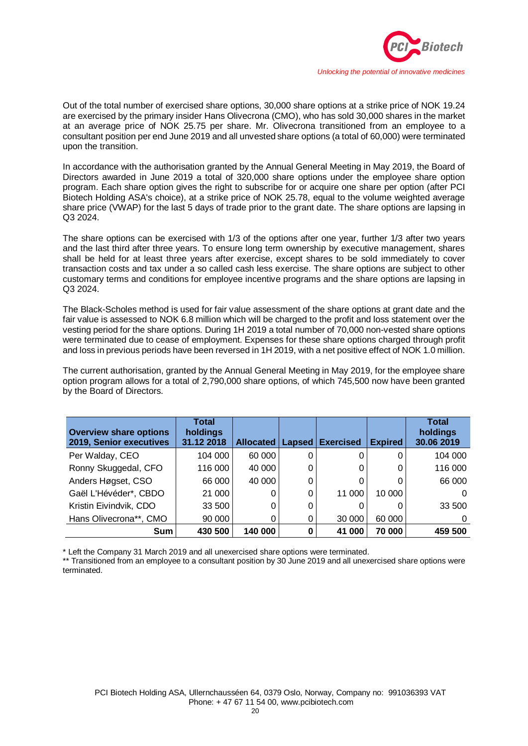Out of the total number of exercised share options, 30,000 share options at a strike price of NOK 19.24 are exercised by the primary insider Hans Olivecrona (CMO), who has sold 30,000 shares in the market at an average price of NOK 25.75 per share. Mr. Olivecrona transitioned from an employee to a consultant position per end June 2019 and all unvested share options (a total of 60,000) were terminated upon the transition.

In accordance with the authorisation granted by the Annual General Meeting in May 2019, the Board of Directors awarded in June 2019 a total of 320,000 share options under the employee share option program. Each share option gives the right to subscribe for or acquire one share per option (after PCI Biotech Holding ASA's choice), at a strike price of NOK 25.78, equal to the volume weighted average share price (VWAP) for the last 5 days of trade prior to the grant date. The share options are lapsing in Q3 2024.

The share options can be exercised with 1/3 of the options after one year, further 1/3 after two years and the last third after three years. To ensure long term ownership by executive management, shares shall be held for at least three years after exercise, except shares to be sold immediately to cover transaction costs and tax under a so called cash less exercise. The share options are subject to other customary terms and conditions for employee incentive programs and the share options are lapsing in Q3 2024.

The Black-Scholes method is used for fair value assessment of the share options at grant date and the fair value is assessed to NOK 6.8 million which will be charged to the profit and loss statement over the vesting period for the share options. During 1H 2019 a total number of 70,000 non-vested share options were terminated due to cease of employment. Expenses for these share options charged through profit and loss in previous periods have been reversed in 1H 2019, with a net positive effect of NOK 1.0 million.

The current authorisation, granted by the Annual General Meeting in May 2019, for the employee share option program allows for a total of 2,790,000 share options, of which 745,500 now have been granted by the Board of Directors.

| Overview share options 2019, Senior executives | Total holdings 31.12 2018 | Allocated | Lapsed | Exercised | Expired | Total holdings 30.06 2019 |
|---|---|---|---|---|---|---|
| Per Walday, CEO | 104 000 | 60 000 | 0 | 0 | 0 | 104 000 |
| Ronny Skuggedal, CFO | 116 000 | 40 000 | 0 | 0 | 0 | 116 000 |
| Anders Høgset, CSO | 66 000 | 40 000 | 0 | 0 | 0 | 66 000 |
| Gaël L'Hévéder*, CBDO | 21 000 | 0 | 0 | 11 000 | 10 000 | 0 |
| Kristin Eivindvik, CDO | 33 500 | 0 | 0 | 0 | 0 | 33 500 |
| Hans Olivecrona**, CMO | 90 000 | 0 | 0 | 30 000 | 60 000 | 0 |
| **Sum** | **430 500** | **140 000** | **0** | **41 000** | **70 000** | **459 500** |

\* Left the Company 31 March 2019 and all unexercised share options were terminated.

\** Transitioned from an employee to a consultant position by 30 June 2019 and all unexercised share options were terminated.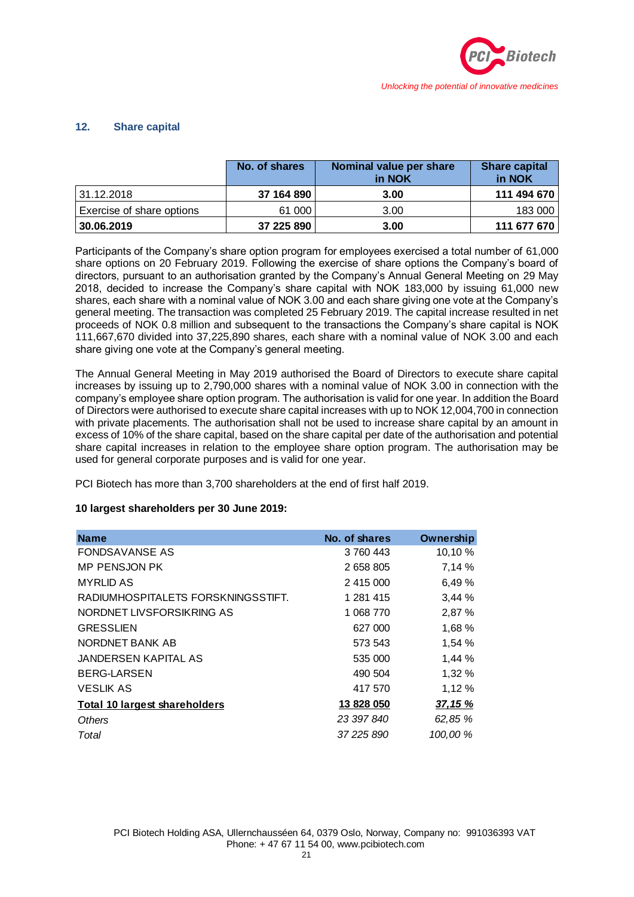## 12. Share capital

| | No. of shares | Nominal value per share in NOK | Share capital in NOK |
|---|---|---|---|
| 31.12.2018 | **37 164 890** | **3.00** | **111 494 670** |
| Exercise of share options | 61 000 | 3.00 | 183 000 |
| **30.06.2019** | **37 225 890** | **3.00** | **111 677 670** |

Participants of the Company's share option program for employees exercised a total number of 61,000 share options on 20 February 2019. Following the exercise of share options the Company's board of directors, pursuant to an authorisation granted by the Company's Annual General Meeting on 29 May 2018, decided to increase the Company's share capital with NOK 183,000 by issuing 61,000 new shares, each share with a nominal value of NOK 3.00 and each share giving one vote at the Company's general meeting. The transaction was completed 25 February 2019. The capital increase resulted in net proceeds of NOK 0.8 million and subsequent to the transactions the Company's share capital is NOK 111,667,670 divided into 37,225,890 shares, each share with a nominal value of NOK 3.00 and each share giving one vote at the Company's general meeting.

The Annual General Meeting in May 2019 authorised the Board of Directors to execute share capital increases by issuing up to 2,790,000 shares with a nominal value of NOK 3.00 in connection with the company's employee share option program. The authorisation is valid for one year. In addition the Board of Directors were authorised to execute share capital increases with up to NOK 12,004,700 in connection with private placements. The authorisation shall not be used to increase share capital by an amount in excess of 10% of the share capital, based on the share capital per date of the authorisation and potential share capital increases in relation to the employee share option program. The authorisation may be used for general corporate purposes and is valid for one year.

PCI Biotech has more than 3,700 shareholders at the end of first half 2019.

**10 largest shareholders per 30 June 2019:**

| Name | No. of shares | Ownership |
|---|---|---|
| FONDSAVANSE AS | 3 760 443 | 10,10 % |
| MP PENSJON PK | 2 658 805 | 7,14 % |
| MYRLID AS | 2 415 000 | 6,49 % |
| RADIUMHOSPITALETS FORSKNINGSSTIFT. | 1 281 415 | 3,44 % |
| NORDNET LIVSFORSIKRING AS | 1 068 770 | 2,87 % |
| GRESSLIEN | 627 000 | 1,68 % |
| NORDNET BANK AB | 573 543 | 1,54 % |
| JANDERSEN KAPITAL AS | 535 000 | 1,44 % |
| BERG-LARSEN | 490 504 | 1,32 % |
| VESLIK AS | 417 570 | 1,12 % |
| **Total 10 largest shareholders** | **13 828 050** | ***37,15 %*** |
| *Others* | *23 397 840* | *62,85 %* |
| *Total* | *37 225 890* | *100,00 %* |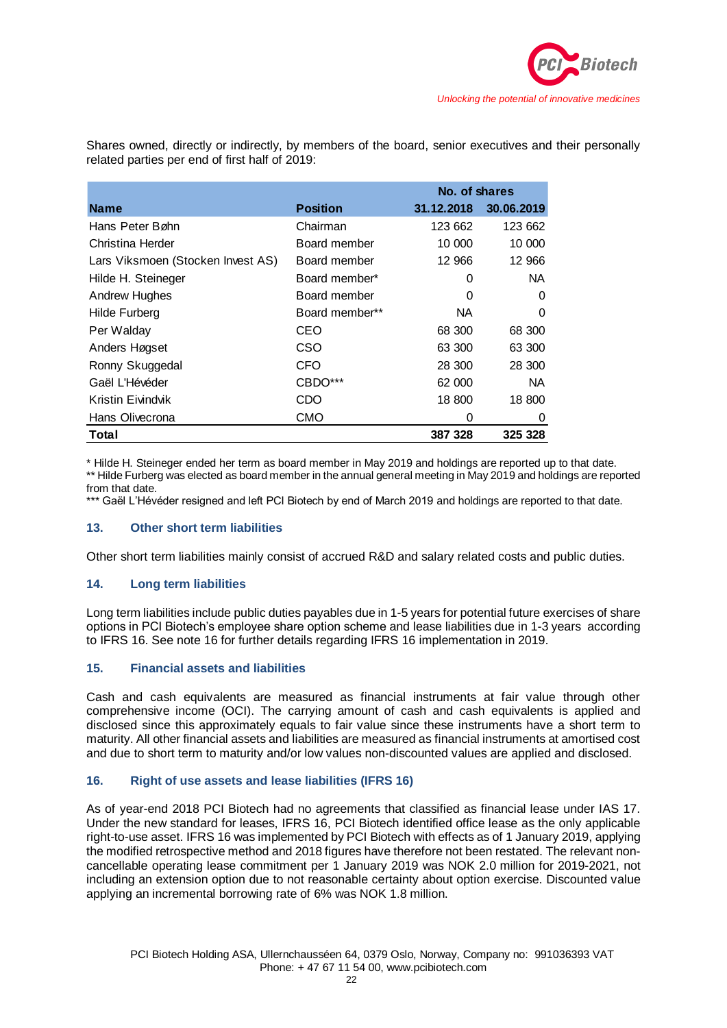Shares owned, directly or indirectly, by members of the board, senior executives and their personally related parties per end of first half of 2019:

| | | No. of shares | |
|---|---|---|---|
| **Name** | **Position** | **31.12.2018** | **30.06.2019** |
| Hans Peter Bøhn | Chairman | 123 662 | 123 662 |
| Christina Herder | Board member | 10 000 | 10 000 |
| Lars Viksmoen (Stocken Invest AS) | Board member | 12 966 | 12 966 |
| Hilde H. Steineger | Board member* | 0 | NA |
| Andrew Hughes | Board member | 0 | 0 |
| Hilde Furberg | Board member** | NA | 0 |
| Per Walday | CEO | 68 300 | 68 300 |
| Anders Høgset | CSO | 63 300 | 63 300 |
| Ronny Skuggedal | CFO | 28 300 | 28 300 |
| Gaël L'Hévéder | CBDO*** | 62 000 | NA |
| Kristin Eivindvik | CDO | 18 800 | 18 800 |
| Hans Olivecrona | CMO | 0 | 0 |
| **Total** | | **387 328** | **325 328** |

* Hilde H. Steineger ended her term as board member in May 2019 and holdings are reported up to that date.
** Hilde Furberg was elected as board member in the annual general meeting in May 2019 and holdings are reported from that date.
*** Gaël L'Hévéder resigned and left PCI Biotech by end of March 2019 and holdings are reported to that date.

### 13. Other short term liabilities

Other short term liabilities mainly consist of accrued R&D and salary related costs and public duties.

### 14. Long term liabilities

Long term liabilities include public duties payables due in 1-5 years for potential future exercises of share options in PCI Biotech's employee share option scheme and lease liabilities due in 1-3 years according to IFRS 16. See note 16 for further details regarding IFRS 16 implementation in 2019.

### 15. Financial assets and liabilities

Cash and cash equivalents are measured as financial instruments at fair value through other comprehensive income (OCI). The carrying amount of cash and cash equivalents is applied and disclosed since this approximately equals to fair value since these instruments have a short term to maturity. All other financial assets and liabilities are measured as financial instruments at amortised cost and due to short term to maturity and/or low values non-discounted values are applied and disclosed.

### 16. Right of use assets and lease liabilities (IFRS 16)

As of year-end 2018 PCI Biotech had no agreements that classified as financial lease under IAS 17. Under the new standard for leases, IFRS 16, PCI Biotech identified office lease as the only applicable right-to-use asset. IFRS 16 was implemented by PCI Biotech with effects as of 1 January 2019, applying the modified retrospective method and 2018 figures have therefore not been restated. The relevant non-cancellable operating lease commitment per 1 January 2019 was NOK 2.0 million for 2019-2021, not including an extension option due to not reasonable certainty about option exercise. Discounted value applying an incremental borrowing rate of 6% was NOK 1.8 million.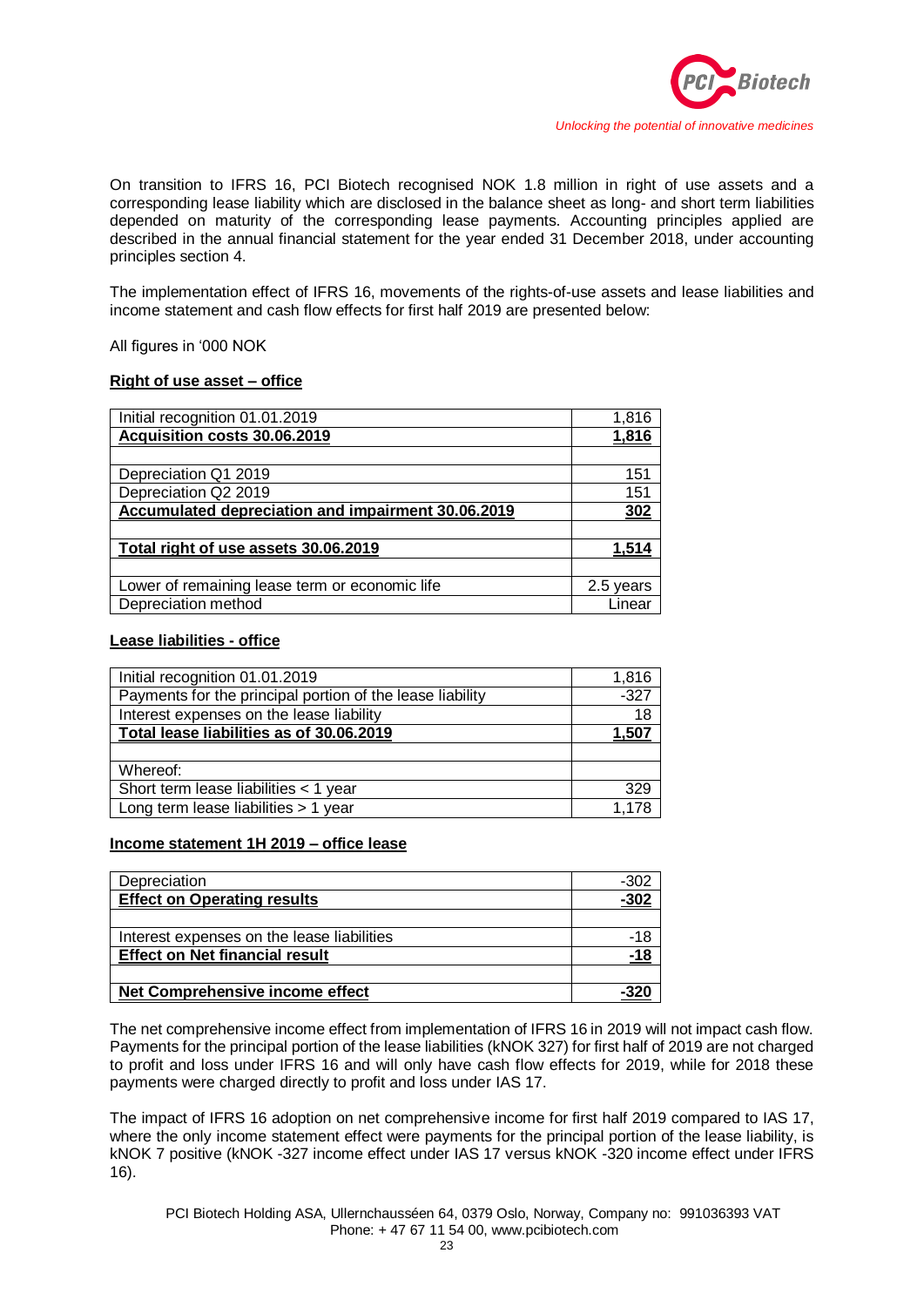On transition to IFRS 16, PCI Biotech recognised NOK 1.8 million in right of use assets and a corresponding lease liability which are disclosed in the balance sheet as long- and short term liabilities depended on maturity of the corresponding lease payments. Accounting principles applied are described in the annual financial statement for the year ended 31 December 2018, under accounting principles section 4.

The implementation effect of IFRS 16, movements of the rights-of-use assets and lease liabilities and income statement and cash flow effects for first half 2019 are presented below:

All figures in '000 NOK

**Right of use asset – office**

| | |
|---|---|
| Initial recognition 01.01.2019 | 1,816 |
| **Acquisition costs 30.06.2019** | **1,816** |
| | |
| Depreciation Q1 2019 | 151 |
| Depreciation Q2 2019 | 151 |
| **Accumulated depreciation and impairment 30.06.2019** | **302** |
| | |
| **Total right of use assets 30.06.2019** | **1,514** |
| | |
| Lower of remaining lease term or economic life | 2.5 years |
| Depreciation method | Linear |

**Lease liabilities - office**

| | |
|---|---|
| Initial recognition 01.01.2019 | 1,816 |
| Payments for the principal portion of the lease liability | -327 |
| Interest expenses on the lease liability | 18 |
| **Total lease liabilities as of 30.06.2019** | **1,507** |
| | |
| Whereof: | |
| Short term lease liabilities < 1 year | 329 |
| Long term lease liabilities > 1 year | 1,178 |

**Income statement 1H 2019 – office lease**

| | |
|---|---|
| Depreciation | -302 |
| **Effect on Operating results** | **-302** |
| | |
| Interest expenses on the lease liabilities | -18 |
| **Effect on Net financial result** | **-18** |
| | |
| **Net Comprehensive income effect** | **-320** |

The net comprehensive income effect from implementation of IFRS 16 in 2019 will not impact cash flow. Payments for the principal portion of the lease liabilities (kNOK 327) for first half of 2019 are not charged to profit and loss under IFRS 16 and will only have cash flow effects for 2019, while for 2018 these payments were charged directly to profit and loss under IAS 17.

The impact of IFRS 16 adoption on net comprehensive income for first half 2019 compared to IAS 17, where the only income statement effect were payments for the principal portion of the lease liability, is kNOK 7 positive (kNOK -327 income effect under IAS 17 versus kNOK -320 income effect under IFRS 16).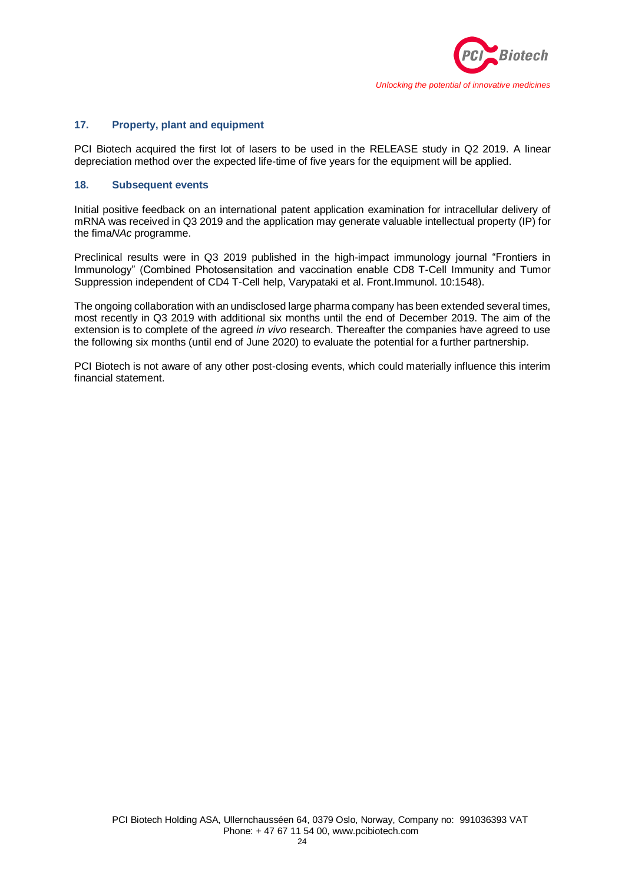## 17. Property, plant and equipment

PCI Biotech acquired the first lot of lasers to be used in the RELEASE study in Q2 2019. A linear depreciation method over the expected life-time of five years for the equipment will be applied.

## 18. Subsequent events

Initial positive feedback on an international patent application examination for intracellular delivery of mRNA was received in Q3 2019 and the application may generate valuable intellectual property (IP) for the fima*NAc* programme.

Preclinical results were in Q3 2019 published in the high-impact immunology journal "Frontiers in Immunology" (Combined Photosensitation and vaccination enable CD8 T-Cell Immunity and Tumor Suppression independent of CD4 T-Cell help, Varypataki et al. Front.Immunol. 10:1548).

The ongoing collaboration with an undisclosed large pharma company has been extended several times, most recently in Q3 2019 with additional six months until the end of December 2019. The aim of the extension is to complete of the agreed *in vivo* research. Thereafter the companies have agreed to use the following six months (until end of June 2020) to evaluate the potential for a further partnership.

PCI Biotech is not aware of any other post-closing events, which could materially influence this interim financial statement.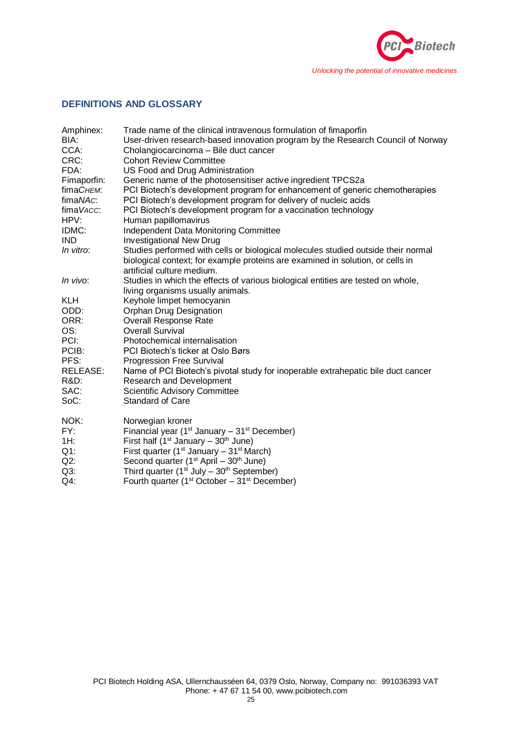## DEFINITIONS AND GLOSSARY

| | |
|---|---|
| Amphinex: | Trade name of the clinical intravenous formulation of fimaporfin |
| BIA: | User-driven research-based innovation program by the Research Council of Norway |
| CCA: | Cholangiocarcinoma – Bile duct cancer |
| CRC: | Cohort Review Committee |
| FDA: | US Food and Drug Administration |
| Fimaporfin: | Generic name of the photosensitiser active ingredient TPCS2a |
| fima*CHEM*: | PCI Biotech's development program for enhancement of generic chemotherapies |
| fima*NAc*: | PCI Biotech's development program for delivery of nucleic acids |
| fima*VACC*: | PCI Biotech's development program for a vaccination technology |
| HPV: | Human papillomavirus |
| IDMC: | Independent Data Monitoring Committee |
| IND | Investigational New Drug |
| *In vitro*: | Studies performed with cells or biological molecules studied outside their normal biological context; for example proteins are examined in solution, or cells in artificial culture medium. |
| *In vivo*: | Studies in which the effects of various biological entities are tested on whole, living organisms usually animals. |
| KLH | Keyhole limpet hemocyanin |
| ODD: | Orphan Drug Designation |
| ORR: | Overall Response Rate |
| OS: | Overall Survival |
| PCI: | Photochemical internalisation |
| PCIB: | PCI Biotech's ticker at Oslo Børs |
| PFS: | Progression Free Survival |
| RELEASE: | Name of PCI Biotech's pivotal study for inoperable extrahepatic bile duct cancer |
| R&D: | Research and Development |
| SAC: | Scientific Advisory Committee |
| SoC: | Standard of Care |

| | |
|---|---|
| NOK: | Norwegian kroner |
| FY: | Financial year (1st January – 31st December) |
| 1H: | First half (1st January – 30th June) |
| Q1: | First quarter (1st January – 31st March) |
| Q2: | Second quarter (1st April – 30th June) |
| Q3: | Third quarter (1st July – 30th September) |
| Q4: | Fourth quarter (1st October – 31st December) |

PCI Biotech Holding ASA, Ullernchausséen 64, 0379 Oslo, Norway, Company no: 991036393 VAT
Phone: + 47 67 11 54 00, www.pcibiotech.com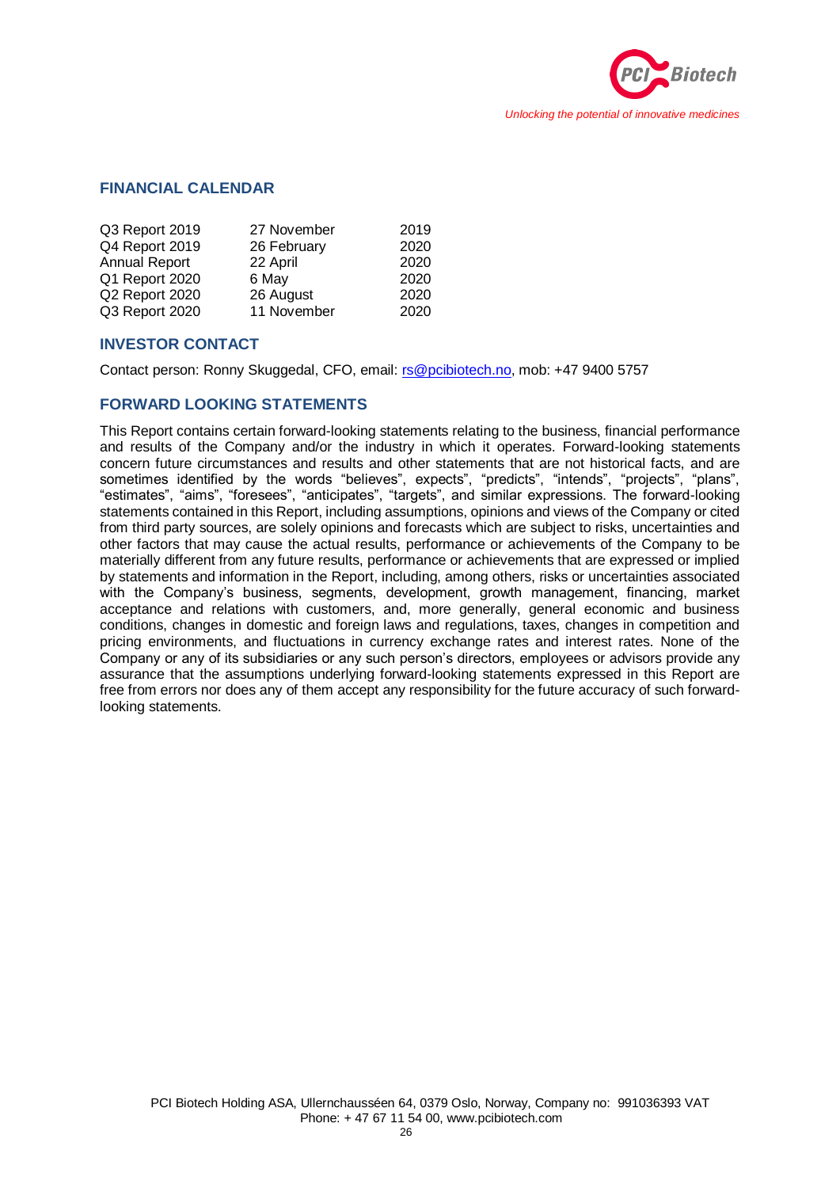## FINANCIAL CALENDAR

| | | |
|---|---|---|
| Q3 Report 2019 | 27 November | 2019 |
| Q4 Report 2019 | 26 February | 2020 |
| Annual Report | 22 April | 2020 |
| Q1 Report 2020 | 6 May | 2020 |
| Q2 Report 2020 | 26 August | 2020 |
| Q3 Report 2020 | 11 November | 2020 |

## INVESTOR CONTACT

Contact person: Ronny Skuggedal, CFO, email: rs@pcibiotech.no, mob: +47 9400 5757

## FORWARD LOOKING STATEMENTS

This Report contains certain forward-looking statements relating to the business, financial performance and results of the Company and/or the industry in which it operates. Forward-looking statements concern future circumstances and results and other statements that are not historical facts, and are sometimes identified by the words "believes", expects", "predicts", "intends", "projects", "plans", "estimates", "aims", "foresees", "anticipates", "targets", and similar expressions. The forward-looking statements contained in this Report, including assumptions, opinions and views of the Company or cited from third party sources, are solely opinions and forecasts which are subject to risks, uncertainties and other factors that may cause the actual results, performance or achievements of the Company to be materially different from any future results, performance or achievements that are expressed or implied by statements and information in the Report, including, among others, risks or uncertainties associated with the Company's business, segments, development, growth management, financing, market acceptance and relations with customers, and, more generally, general economic and business conditions, changes in domestic and foreign laws and regulations, taxes, changes in competition and pricing environments, and fluctuations in currency exchange rates and interest rates. None of the Company or any of its subsidiaries or any such person's directors, employees or advisors provide any assurance that the assumptions underlying forward-looking statements expressed in this Report are free from errors nor does any of them accept any responsibility for the future accuracy of such forward-looking statements.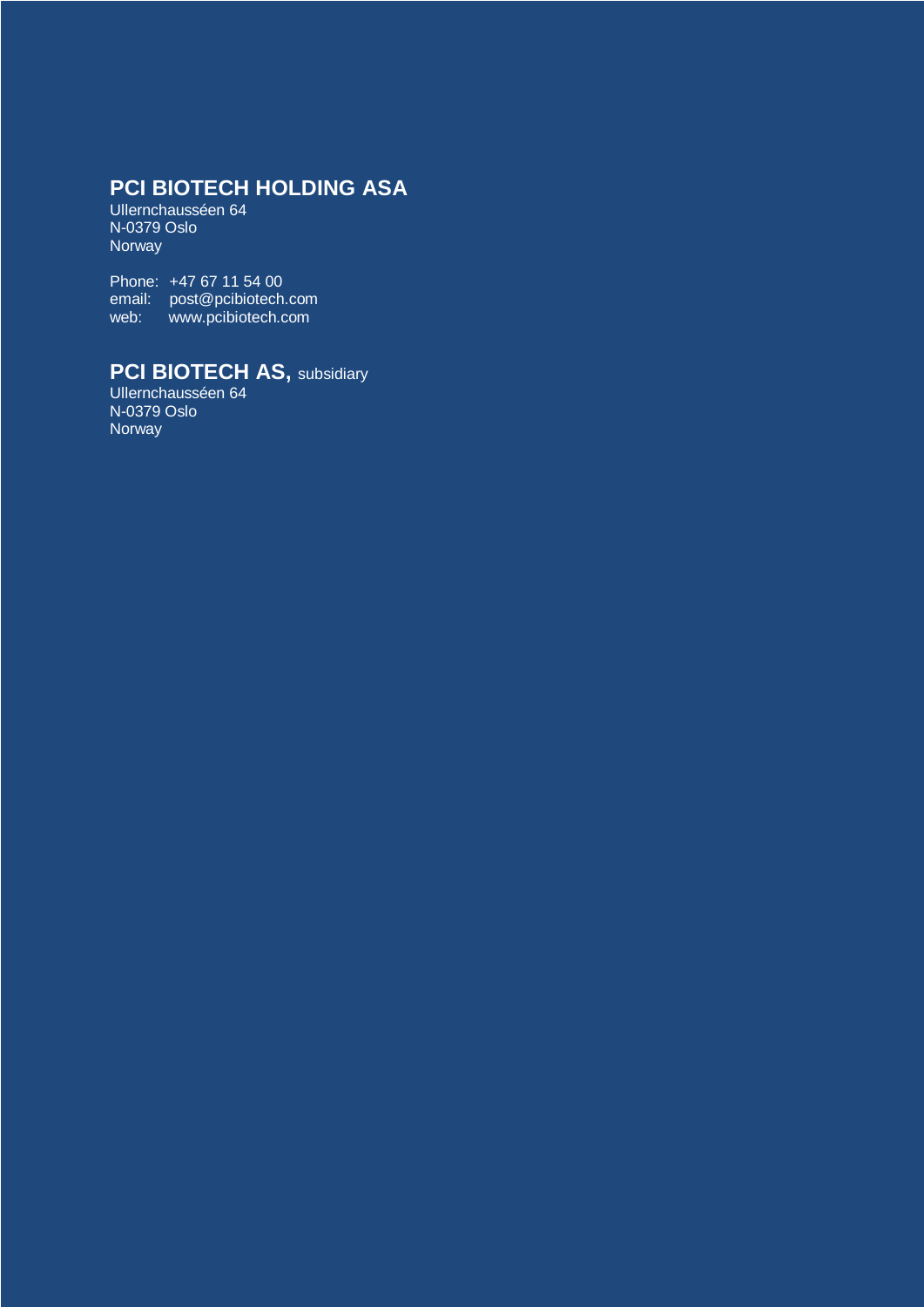**PCI BIOTECH HOLDING ASA**
Ullernchausséen 64
N-0379 Oslo
Norway

Phone: +47 67 11 54 00
email: post@pcibiotech.com
web: www.pcibiotech.com

**PCI BIOTECH AS,** subsidiary
Ullernchausséen 64
N-0379 Oslo
Norway